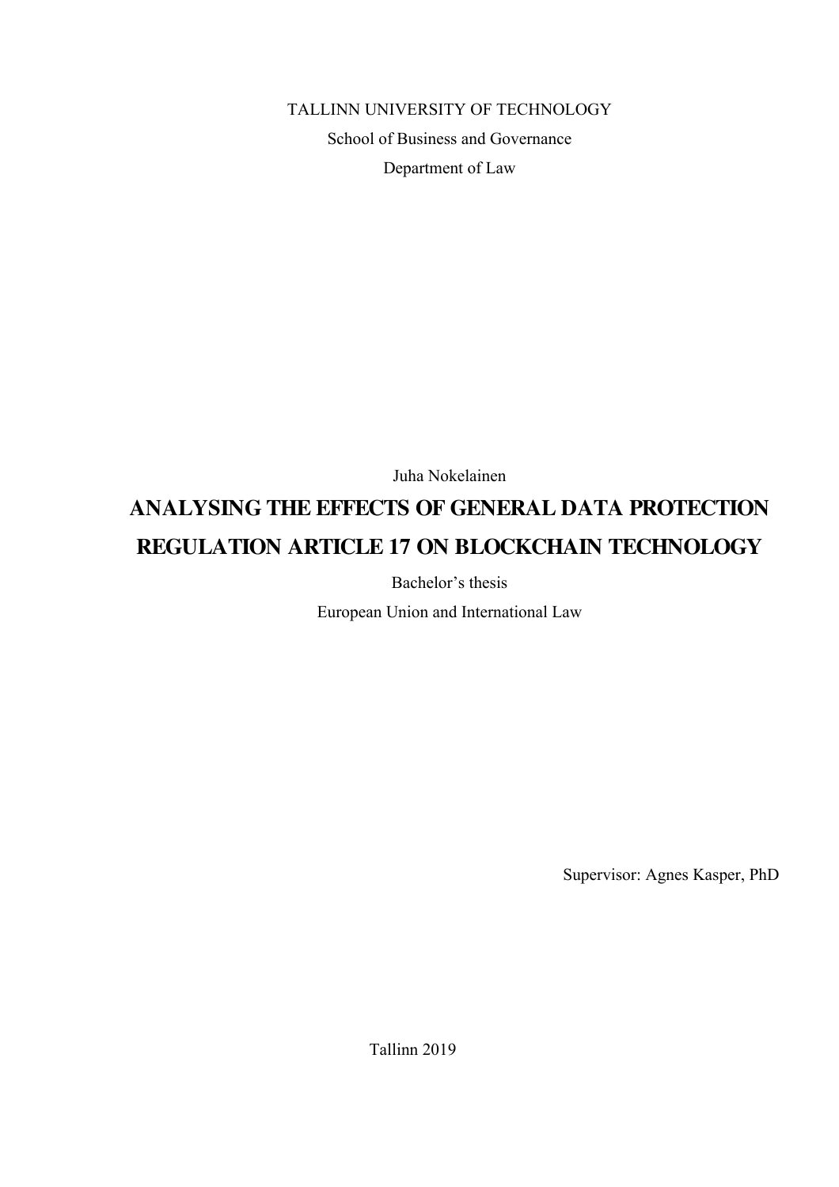TALLINN UNIVERSITY OF TECHNOLOGY

School of Business and Governance

Department of Law

Juha Nokelainen

# ANALYSING THE EFFECTS OF GENERAL DATA PROTECTION REGULATION ARTICLE 17 ON BLOCKCHAIN TECHNOLOGY

Bachelor's thesis

European Union and International Law

Supervisor: Agnes Kasper, PhD

Tallinn 2019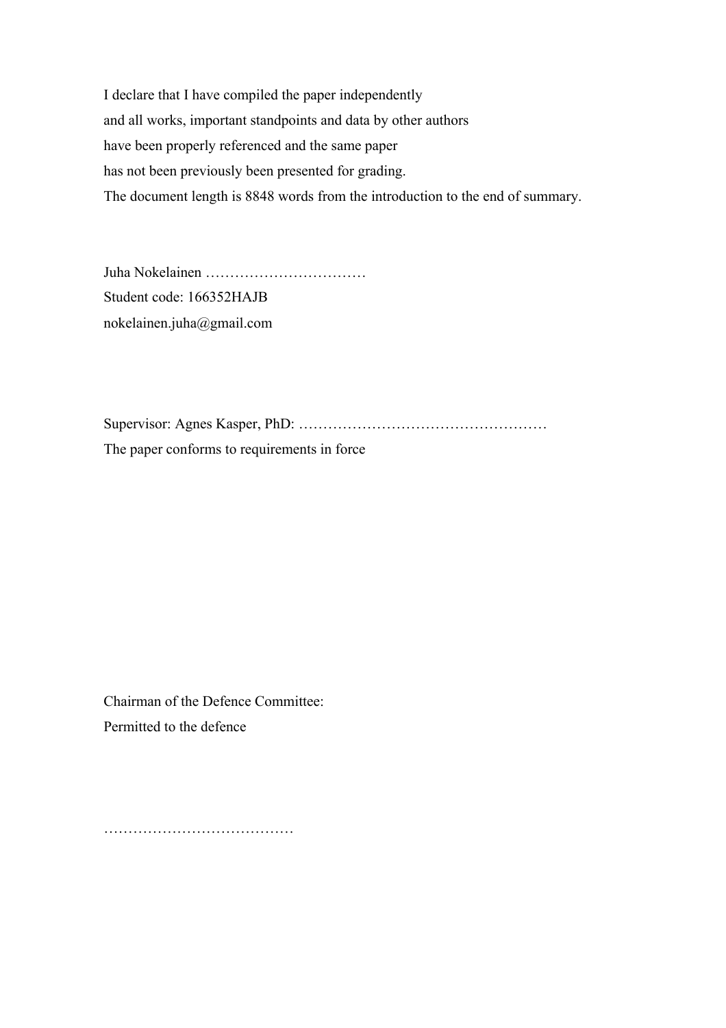I declare that I have compiled the paper independently
and all works, important standpoints and data by other authors
have been properly referenced and the same paper
has not been previously been presented for grading.
The document length is 8848 words from the introduction to the end of summary.

Juha Nokelainen ……………………………
Student code: 166352HAJB
nokelainen.juha@gmail.com

Supervisor: Agnes Kasper, PhD: ……………………………………………
The paper conforms to requirements in force

Chairman of the Defence Committee:
Permitted to the defence

…………………………………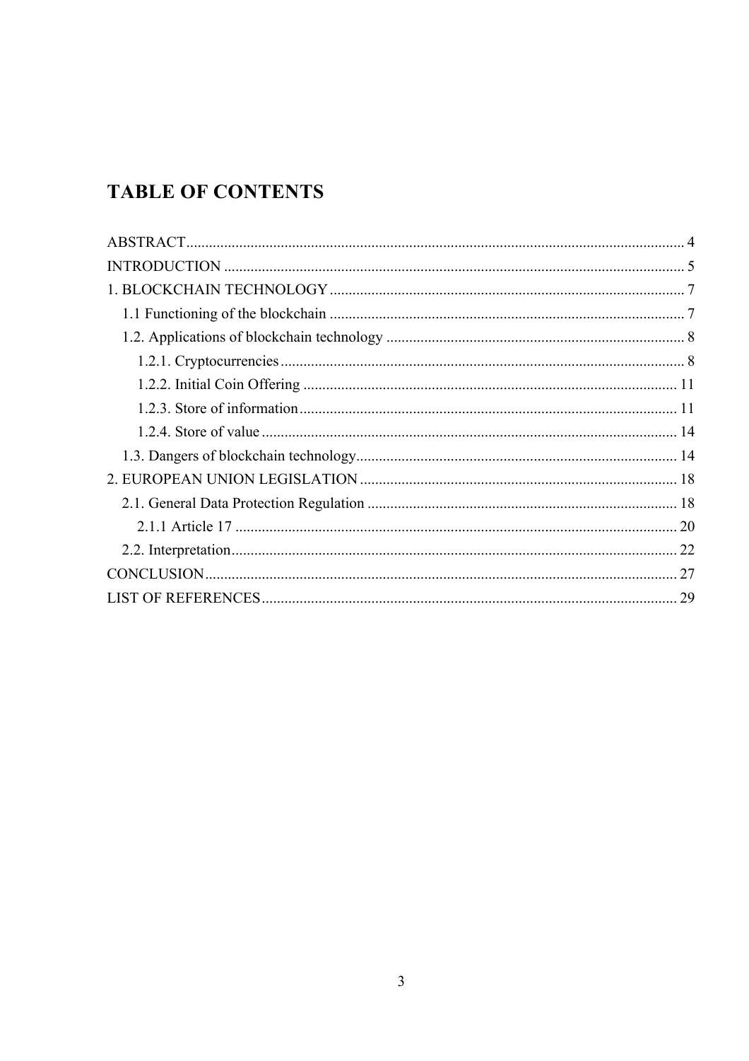# TABLE OF CONTENTS

ABSTRACT ..... 4
INTRODUCTION ..... 5
1. BLOCKCHAIN TECHNOLOGY ..... 7
  1.1 Functioning of the blockchain ..... 7
  1.2. Applications of blockchain technology ..... 8
    1.2.1. Cryptocurrencies ..... 8
    1.2.2. Initial Coin Offering ..... 11
    1.2.3. Store of information ..... 11
    1.2.4. Store of value ..... 14
  1.3. Dangers of blockchain technology ..... 14
2. EUROPEAN UNION LEGISLATION ..... 18
  2.1. General Data Protection Regulation ..... 18
    2.1.1 Article 17 ..... 20
  2.2. Interpretation ..... 22
CONCLUSION ..... 27
LIST OF REFERENCES ..... 29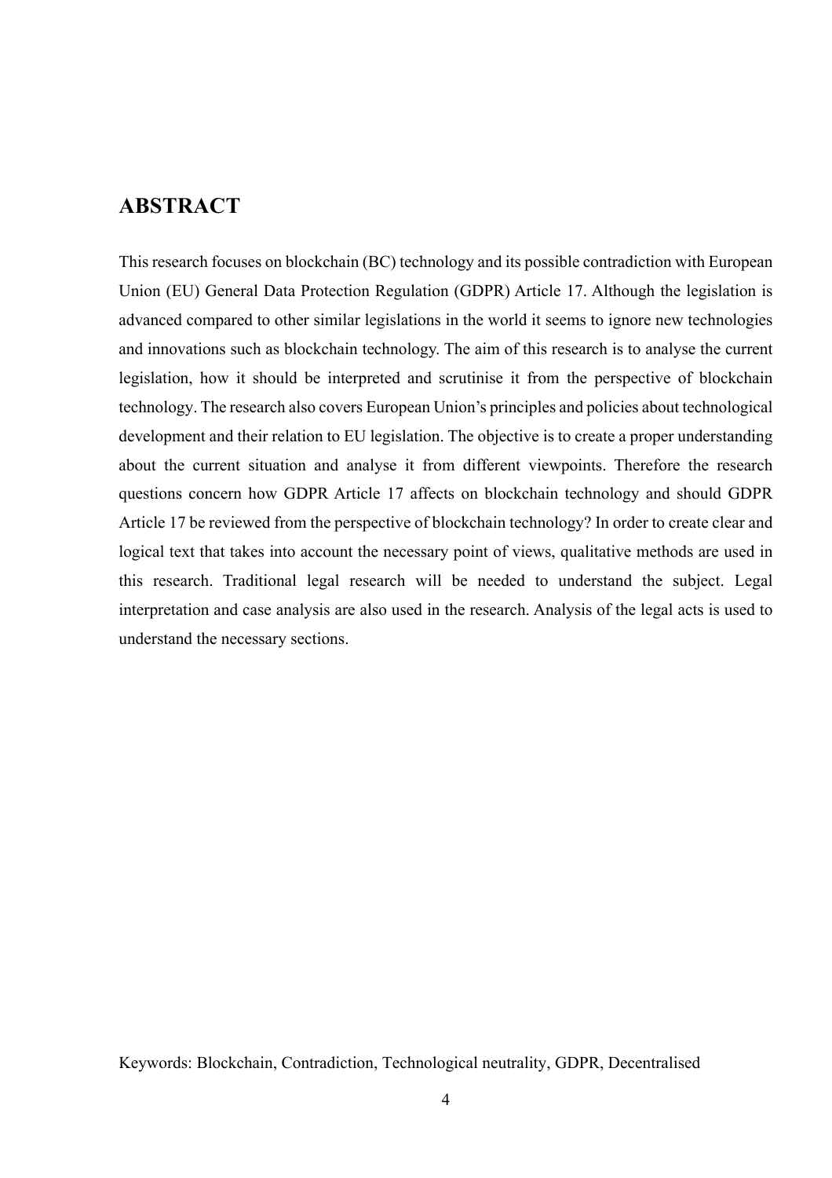# ABSTRACT

This research focuses on blockchain (BC) technology and its possible contradiction with European Union (EU) General Data Protection Regulation (GDPR) Article 17. Although the legislation is advanced compared to other similar legislations in the world it seems to ignore new technologies and innovations such as blockchain technology. The aim of this research is to analyse the current legislation, how it should be interpreted and scrutinise it from the perspective of blockchain technology. The research also covers European Union's principles and policies about technological development and their relation to EU legislation. The objective is to create a proper understanding about the current situation and analyse it from different viewpoints. Therefore the research questions concern how GDPR Article 17 affects on blockchain technology and should GDPR Article 17 be reviewed from the perspective of blockchain technology? In order to create clear and logical text that takes into account the necessary point of views, qualitative methods are used in this research. Traditional legal research will be needed to understand the subject. Legal interpretation and case analysis are also used in the research. Analysis of the legal acts is used to understand the necessary sections.

Keywords: Blockchain, Contradiction, Technological neutrality, GDPR, Decentralised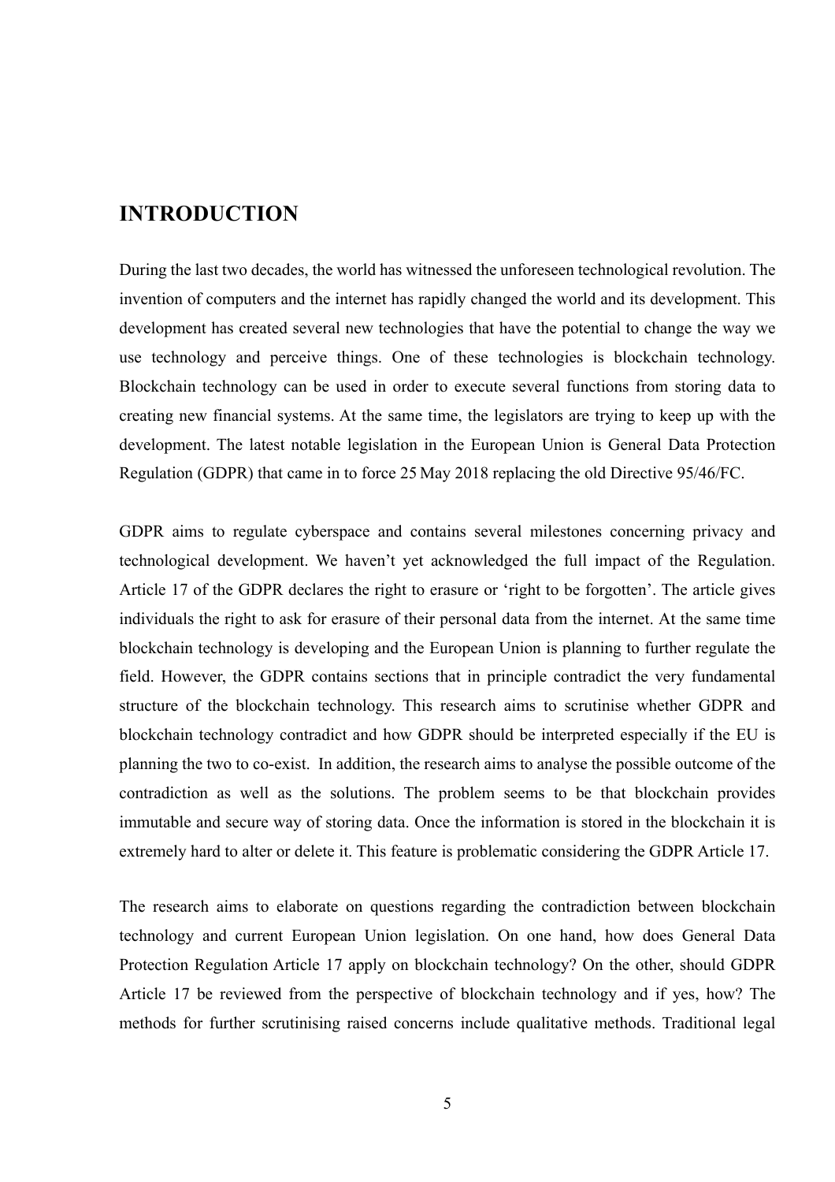# INTRODUCTION

During the last two decades, the world has witnessed the unforeseen technological revolution. The invention of computers and the internet has rapidly changed the world and its development. This development has created several new technologies that have the potential to change the way we use technology and perceive things. One of these technologies is blockchain technology. Blockchain technology can be used in order to execute several functions from storing data to creating new financial systems. At the same time, the legislators are trying to keep up with the development. The latest notable legislation in the European Union is General Data Protection Regulation (GDPR) that came in to force 25 May 2018 replacing the old Directive 95/46/FC.

GDPR aims to regulate cyberspace and contains several milestones concerning privacy and technological development. We haven't yet acknowledged the full impact of the Regulation. Article 17 of the GDPR declares the right to erasure or 'right to be forgotten'. The article gives individuals the right to ask for erasure of their personal data from the internet. At the same time blockchain technology is developing and the European Union is planning to further regulate the field. However, the GDPR contains sections that in principle contradict the very fundamental structure of the blockchain technology. This research aims to scrutinise whether GDPR and blockchain technology contradict and how GDPR should be interpreted especially if the EU is planning the two to co-exist. In addition, the research aims to analyse the possible outcome of the contradiction as well as the solutions. The problem seems to be that blockchain provides immutable and secure way of storing data. Once the information is stored in the blockchain it is extremely hard to alter or delete it. This feature is problematic considering the GDPR Article 17.

The research aims to elaborate on questions regarding the contradiction between blockchain technology and current European Union legislation. On one hand, how does General Data Protection Regulation Article 17 apply on blockchain technology? On the other, should GDPR Article 17 be reviewed from the perspective of blockchain technology and if yes, how? The methods for further scrutinising raised concerns include qualitative methods. Traditional legal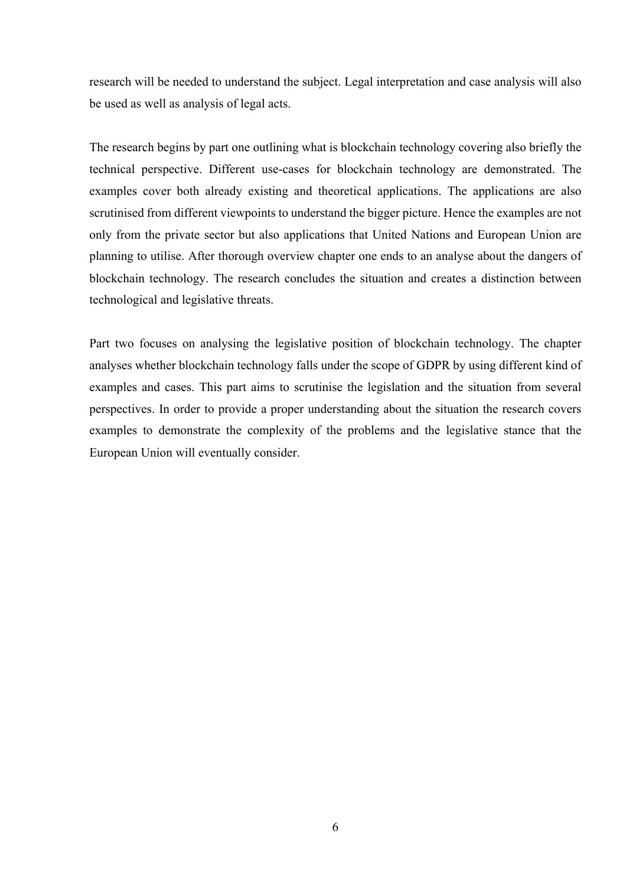research will be needed to understand the subject. Legal interpretation and case analysis will also be used as well as analysis of legal acts.

The research begins by part one outlining what is blockchain technology covering also briefly the technical perspective. Different use-cases for blockchain technology are demonstrated. The examples cover both already existing and theoretical applications. The applications are also scrutinised from different viewpoints to understand the bigger picture. Hence the examples are not only from the private sector but also applications that United Nations and European Union are planning to utilise. After thorough overview chapter one ends to an analyse about the dangers of blockchain technology. The research concludes the situation and creates a distinction between technological and legislative threats.

Part two focuses on analysing the legislative position of blockchain technology. The chapter analyses whether blockchain technology falls under the scope of GDPR by using different kind of examples and cases. This part aims to scrutinise the legislation and the situation from several perspectives. In order to provide a proper understanding about the situation the research covers examples to demonstrate the complexity of the problems and the legislative stance that the European Union will eventually consider.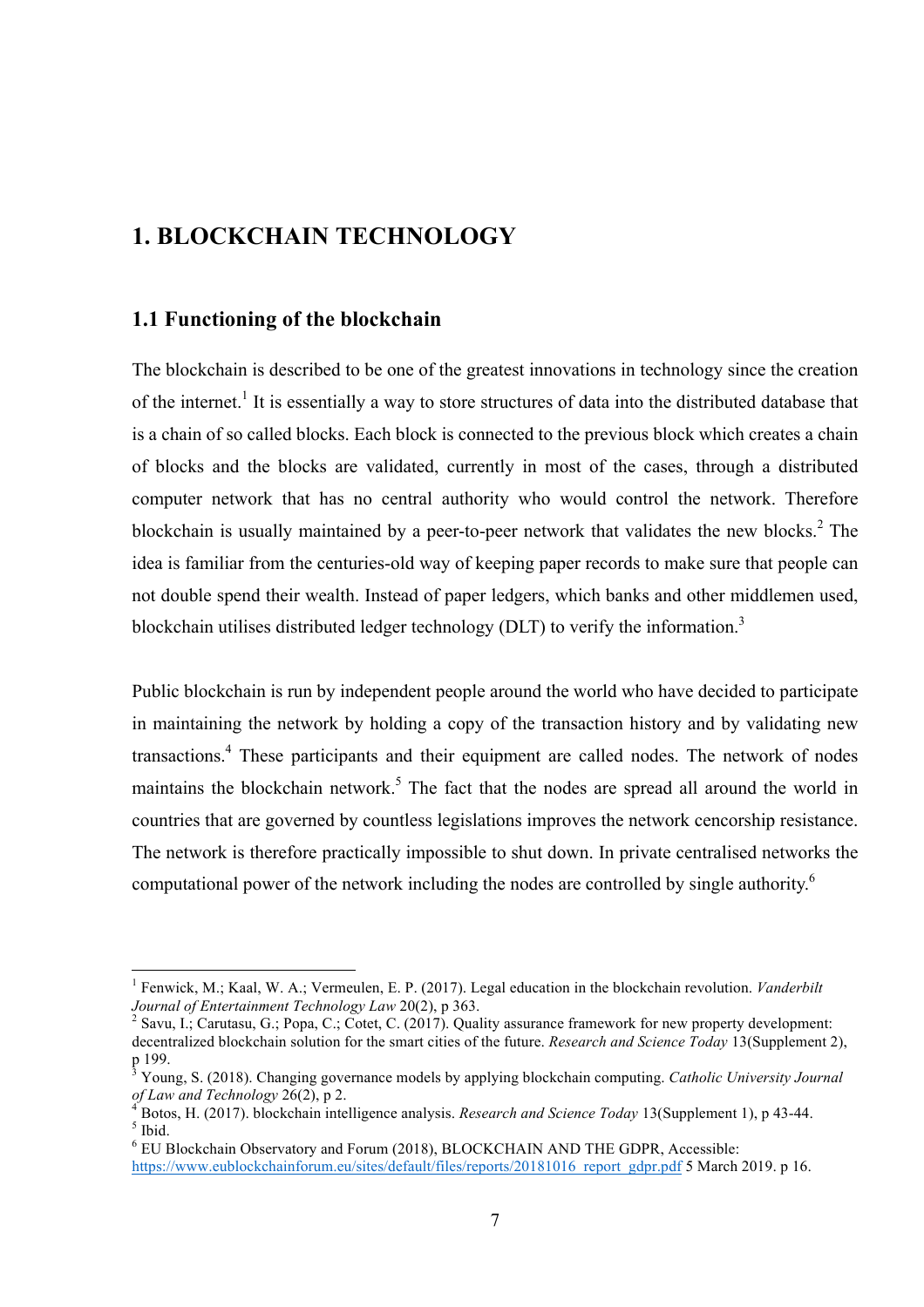# 1. BLOCKCHAIN TECHNOLOGY

## 1.1 Functioning of the blockchain

The blockchain is described to be one of the greatest innovations in technology since the creation of the internet.[1] It is essentially a way to store structures of data into the distributed database that is a chain of so called blocks. Each block is connected to the previous block which creates a chain of blocks and the blocks are validated, currently in most of the cases, through a distributed computer network that has no central authority who would control the network. Therefore blockchain is usually maintained by a peer-to-peer network that validates the new blocks.[2] The idea is familiar from the centuries-old way of keeping paper records to make sure that people can not double spend their wealth. Instead of paper ledgers, which banks and other middlemen used, blockchain utilises distributed ledger technology (DLT) to verify the information.[3]

Public blockchain is run by independent people around the world who have decided to participate in maintaining the network by holding a copy of the transaction history and by validating new transactions.[4] These participants and their equipment are called nodes. The network of nodes maintains the blockchain network.[5] The fact that the nodes are spread all around the world in countries that are governed by countless legislations improves the network cencorship resistance. The network is therefore practically impossible to shut down. In private centralised networks the computational power of the network including the nodes are controlled by single authority.[6]

---

[1] Fenwick, M.; Kaal, W. A.; Vermeulen, E. P. (2017). Legal education in the blockchain revolution. *Vanderbilt Journal of Entertainment Technology Law* 20(2), p 363.

[2] Savu, I.; Carutasu, G.; Popa, C.; Cotet, C. (2017). Quality assurance framework for new property development: decentralized blockchain solution for the smart cities of the future. *Research and Science Today* 13(Supplement 2), p 199.

[3] Young, S. (2018). Changing governance models by applying blockchain computing. *Catholic University Journal of Law and Technology* 26(2), p 2.

[4] Botos, H. (2017). blockchain intelligence analysis. *Research and Science Today* 13(Supplement 1), p 43-44.

[5] Ibid.

[6] EU Blockchain Observatory and Forum (2018), BLOCKCHAIN AND THE GDPR, Accessible: https://www.eublockchainforum.eu/sites/default/files/reports/20181016_report_gdpr.pdf 5 March 2019. p 16.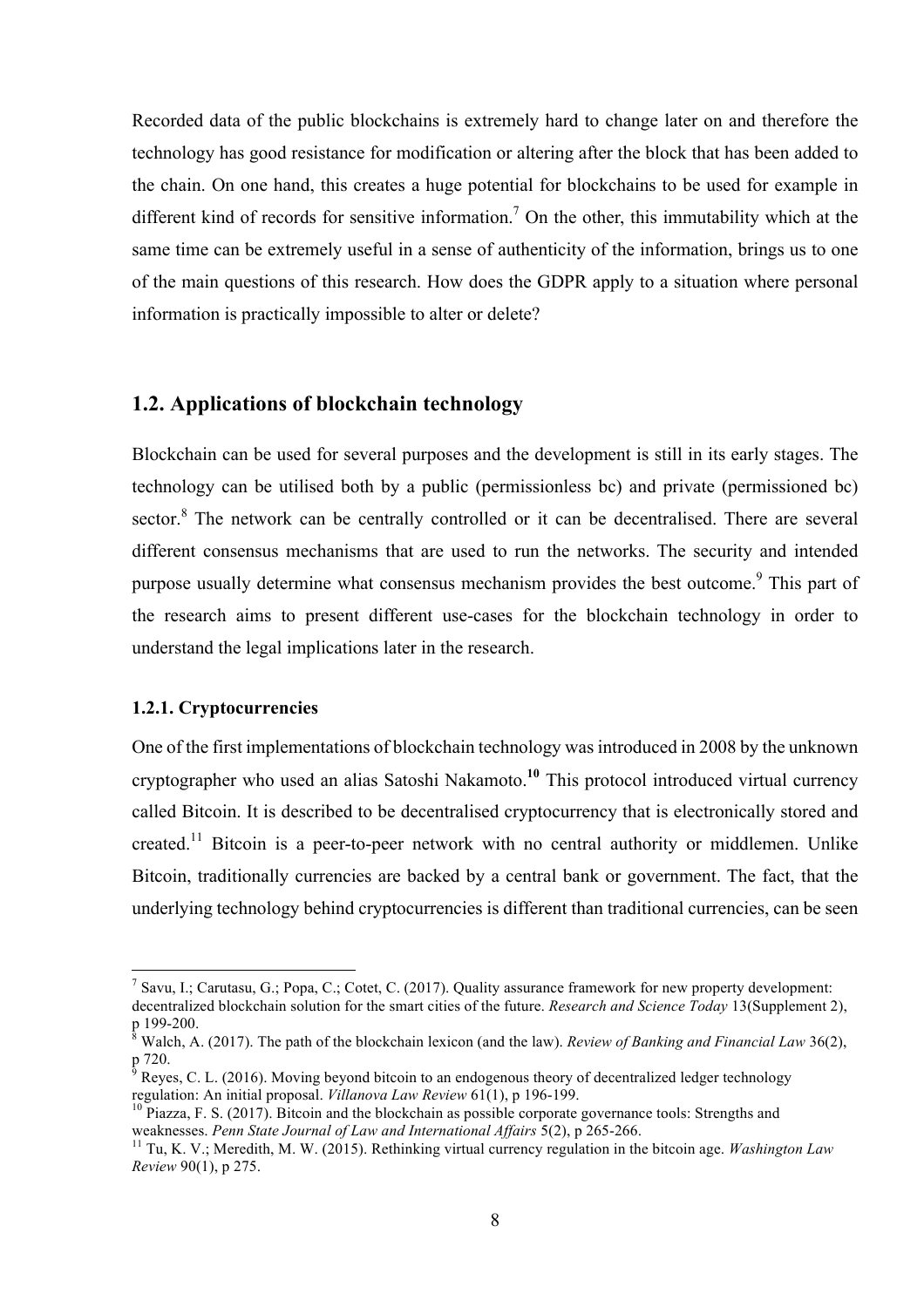Recorded data of the public blockchains is extremely hard to change later on and therefore the technology has good resistance for modification or altering after the block that has been added to the chain. On one hand, this creates a huge potential for blockchains to be used for example in different kind of records for sensitive information.[7] On the other, this immutability which at the same time can be extremely useful in a sense of authenticity of the information, brings us to one of the main questions of this research. How does the GDPR apply to a situation where personal information is practically impossible to alter or delete?

## 1.2. Applications of blockchain technology

Blockchain can be used for several purposes and the development is still in its early stages. The technology can be utilised both by a public (permissionless bc) and private (permissioned bc) sector.[8] The network can be centrally controlled or it can be decentralised. There are several different consensus mechanisms that are used to run the networks. The security and intended purpose usually determine what consensus mechanism provides the best outcome.[9] This part of the research aims to present different use-cases for the blockchain technology in order to understand the legal implications later in the research.

### 1.2.1. Cryptocurrencies

One of the first implementations of blockchain technology was introduced in 2008 by the unknown cryptographer who used an alias Satoshi Nakamoto.[10] This protocol introduced virtual currency called Bitcoin. It is described to be decentralised cryptocurrency that is electronically stored and created.[11] Bitcoin is a peer-to-peer network with no central authority or middlemen. Unlike Bitcoin, traditionally currencies are backed by a central bank or government. The fact, that the underlying technology behind cryptocurrencies is different than traditional currencies, can be seen

---

[7] Savu, I.; Carutasu, G.; Popa, C.; Cotet, C. (2017). Quality assurance framework for new property development: decentralized blockchain solution for the smart cities of the future. *Research and Science Today* 13(Supplement 2), p 199-200.

[8] Walch, A. (2017). The path of the blockchain lexicon (and the law). *Review of Banking and Financial Law* 36(2), p 720.

[9] Reyes, C. L. (2016). Moving beyond bitcoin to an endogenous theory of decentralized ledger technology regulation: An initial proposal. *Villanova Law Review* 61(1), p 196-199.

[10] Piazza, F. S. (2017). Bitcoin and the blockchain as possible corporate governance tools: Strengths and weaknesses. *Penn State Journal of Law and International Affairs* 5(2), p 265-266.

[11] Tu, K. V.; Meredith, M. W. (2015). Rethinking virtual currency regulation in the bitcoin age. *Washington Law Review* 90(1), p 275.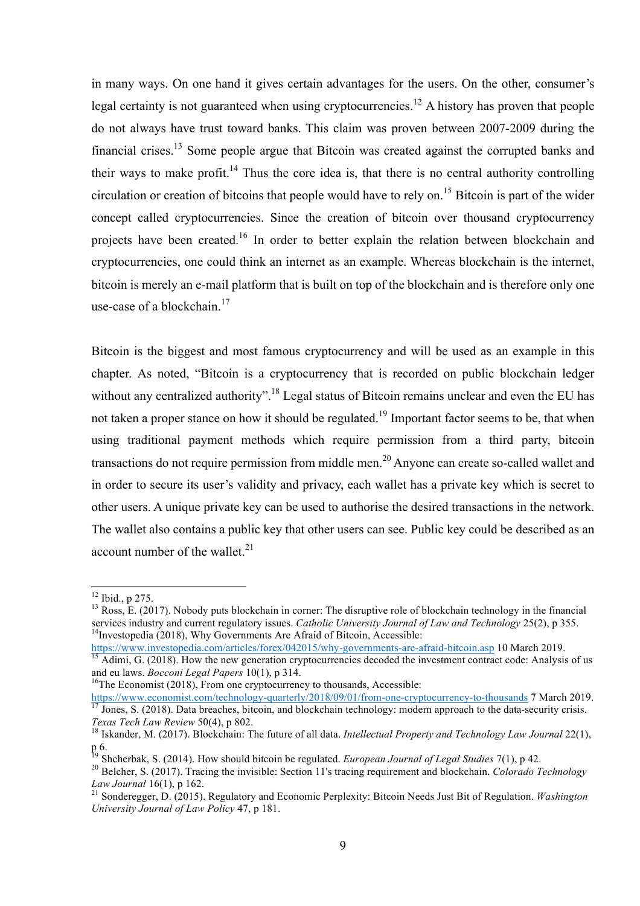in many ways. On one hand it gives certain advantages for the users. On the other, consumer's legal certainty is not guaranteed when using cryptocurrencies.[12] A history has proven that people do not always have trust toward banks. This claim was proven between 2007-2009 during the financial crises.[13] Some people argue that Bitcoin was created against the corrupted banks and their ways to make profit.[14] Thus the core idea is, that there is no central authority controlling circulation or creation of bitcoins that people would have to rely on.[15] Bitcoin is part of the wider concept called cryptocurrencies. Since the creation of bitcoin over thousand cryptocurrency projects have been created.[16] In order to better explain the relation between blockchain and cryptocurrencies, one could think an internet as an example. Whereas blockchain is the internet, bitcoin is merely an e-mail platform that is built on top of the blockchain and is therefore only one use-case of a blockchain.[17]

Bitcoin is the biggest and most famous cryptocurrency and will be used as an example in this chapter. As noted, "Bitcoin is a cryptocurrency that is recorded on public blockchain ledger without any centralized authority".[18] Legal status of Bitcoin remains unclear and even the EU has not taken a proper stance on how it should be regulated.[19] Important factor seems to be, that when using traditional payment methods which require permission from a third party, bitcoin transactions do not require permission from middle men.[20] Anyone can create so-called wallet and in order to secure its user's validity and privacy, each wallet has a private key which is secret to other users. A unique private key can be used to authorise the desired transactions in the network. The wallet also contains a public key that other users can see. Public key could be described as an account number of the wallet.[21]

---

[12] Ibid., p 275.

[13] Ross, E. (2017). Nobody puts blockchain in corner: The disruptive role of blockchain technology in the financial services industry and current regulatory issues. *Catholic University Journal of Law and Technology* 25(2), p 355.

[14] Investopedia (2018), Why Governments Are Afraid of Bitcoin, Accessible: https://www.investopedia.com/articles/forex/042015/why-governments-are-afraid-bitcoin.asp 10 March 2019.

[15] Adimi, G. (2018). How the new generation cryptocurrencies decoded the investment contract code: Analysis of us and eu laws. *Bocconi Legal Papers* 10(1), p 314.

[16] The Economist (2018), From one cryptocurrency to thousands, Accessible: https://www.economist.com/technology-quarterly/2018/09/01/from-one-cryptocurrency-to-thousands 7 March 2019.

[17] Jones, S. (2018). Data breaches, bitcoin, and blockchain technology: modern approach to the data-security crisis. *Texas Tech Law Review* 50(4), p 802.

[18] Iskander, M. (2017). Blockchain: The future of all data. *Intellectual Property and Technology Law Journal* 22(1), p 6.

[19] Shcherbak, S. (2014). How should bitcoin be regulated. *European Journal of Legal Studies* 7(1), p 42.

[20] Belcher, S. (2017). Tracing the invisible: Section 11's tracing requirement and blockchain. *Colorado Technology Law Journal* 16(1), p 162.

[21] Sonderegger, D. (2015). Regulatory and Economic Perplexity: Bitcoin Needs Just Bit of Regulation. *Washington University Journal of Law Policy* 47, p 181.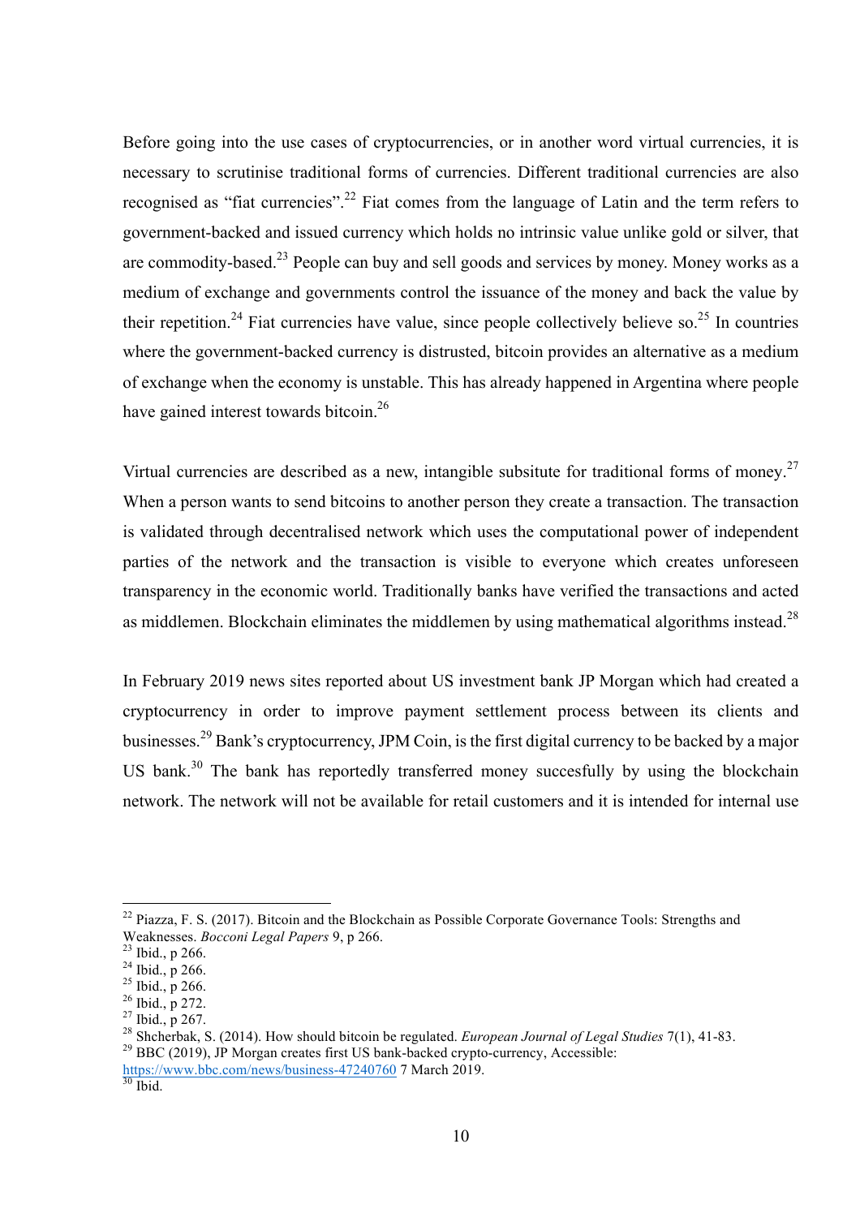Before going into the use cases of cryptocurrencies, or in another word virtual currencies, it is necessary to scrutinise traditional forms of currencies. Different traditional currencies are also recognised as "fiat currencies".[22] Fiat comes from the language of Latin and the term refers to government-backed and issued currency which holds no intrinsic value unlike gold or silver, that are commodity-based.[23] People can buy and sell goods and services by money. Money works as a medium of exchange and governments control the issuance of the money and back the value by their repetition.[24] Fiat currencies have value, since people collectively believe so.[25] In countries where the government-backed currency is distrusted, bitcoin provides an alternative as a medium of exchange when the economy is unstable. This has already happened in Argentina where people have gained interest towards bitcoin.[26]

Virtual currencies are described as a new, intangible subsitute for traditional forms of money.[27] When a person wants to send bitcoins to another person they create a transaction. The transaction is validated through decentralised network which uses the computational power of independent parties of the network and the transaction is visible to everyone which creates unforeseen transparency in the economic world. Traditionally banks have verified the transactions and acted as middlemen. Blockchain eliminates the middlemen by using mathematical algorithms instead.[28]

In February 2019 news sites reported about US investment bank JP Morgan which had created a cryptocurrency in order to improve payment settlement process between its clients and businesses.[29] Bank's cryptocurrency, JPM Coin, is the first digital currency to be backed by a major US bank.[30] The bank has reportedly transferred money succesfully by using the blockchain network. The network will not be available for retail customers and it is intended for internal use

---

[22] Piazza, F. S. (2017). Bitcoin and the Blockchain as Possible Corporate Governance Tools: Strengths and Weaknesses. *Bocconi Legal Papers* 9, p 266.
[23] Ibid., p 266.
[24] Ibid., p 266.
[25] Ibid., p 266.
[26] Ibid., p 272.
[27] Ibid., p 267.
[28] Shcherbak, S. (2014). How should bitcoin be regulated. *European Journal of Legal Studies* 7(1), 41-83.
[29] BBC (2019), JP Morgan creates first US bank-backed crypto-currency, Accessible: https://www.bbc.com/news/business-47240760 7 March 2019.
[30] Ibid.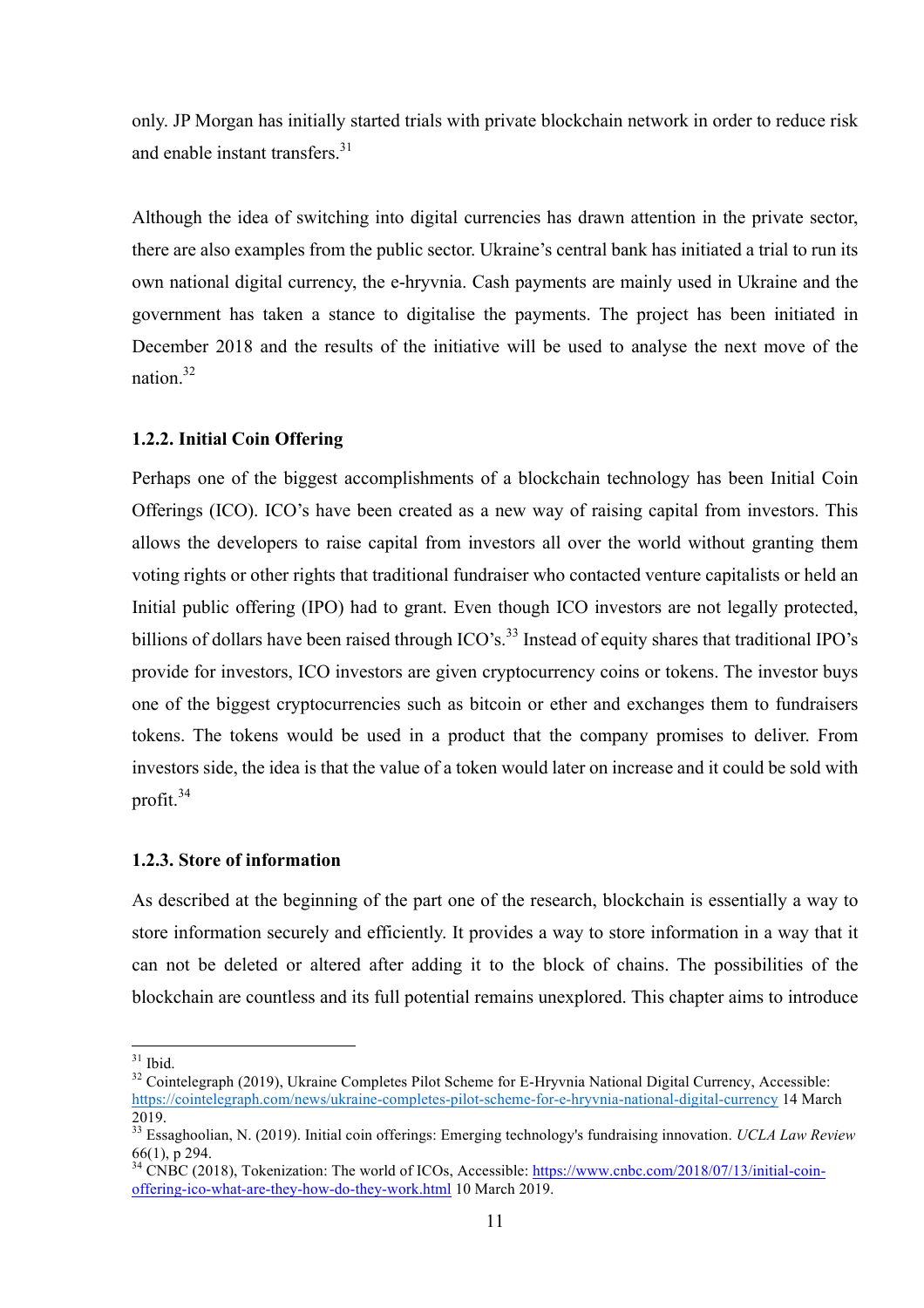only. JP Morgan has initially started trials with private blockchain network in order to reduce risk and enable instant transfers.[31]

Although the idea of switching into digital currencies has drawn attention in the private sector, there are also examples from the public sector. Ukraine's central bank has initiated a trial to run its own national digital currency, the e-hryvnia. Cash payments are mainly used in Ukraine and the government has taken a stance to digitalise the payments. The project has been initiated in December 2018 and the results of the initiative will be used to analyse the next move of the nation.[32]

### 1.2.2. Initial Coin Offering

Perhaps one of the biggest accomplishments of a blockchain technology has been Initial Coin Offerings (ICO). ICO's have been created as a new way of raising capital from investors. This allows the developers to raise capital from investors all over the world without granting them voting rights or other rights that traditional fundraiser who contacted venture capitalists or held an Initial public offering (IPO) had to grant. Even though ICO investors are not legally protected, billions of dollars have been raised through ICO's.[33] Instead of equity shares that traditional IPO's provide for investors, ICO investors are given cryptocurrency coins or tokens. The investor buys one of the biggest cryptocurrencies such as bitcoin or ether and exchanges them to fundraisers tokens. The tokens would be used in a product that the company promises to deliver. From investors side, the idea is that the value of a token would later on increase and it could be sold with profit.[34]

### 1.2.3. Store of information

As described at the beginning of the part one of the research, blockchain is essentially a way to store information securely and efficiently. It provides a way to store information in a way that it can not be deleted or altered after adding it to the block of chains. The possibilities of the blockchain are countless and its full potential remains unexplored. This chapter aims to introduce

---

[31] Ibid.

[32] Cointelegraph (2019), Ukraine Completes Pilot Scheme for E-Hryvnia National Digital Currency, Accessible: https://cointelegraph.com/news/ukraine-completes-pilot-scheme-for-e-hryvnia-national-digital-currency 14 March 2019.

[33] Essaghoolian, N. (2019). Initial coin offerings: Emerging technology's fundraising innovation. *UCLA Law Review* 66(1), p 294.

[34] CNBC (2018), Tokenization: The world of ICOs, Accessible: https://www.cnbc.com/2018/07/13/initial-coin-offering-ico-what-are-they-how-do-they-work.html 10 March 2019.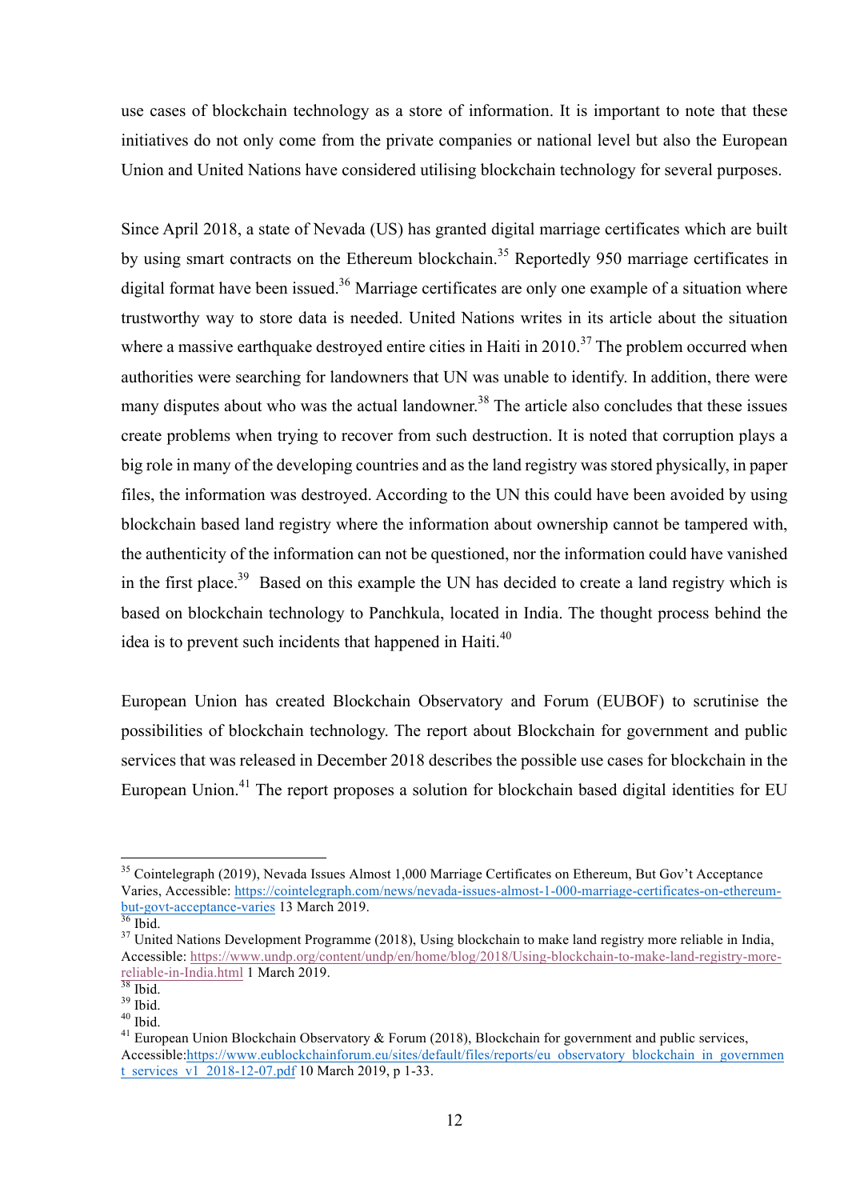use cases of blockchain technology as a store of information. It is important to note that these initiatives do not only come from the private companies or national level but also the European Union and United Nations have considered utilising blockchain technology for several purposes.

Since April 2018, a state of Nevada (US) has granted digital marriage certificates which are built by using smart contracts on the Ethereum blockchain.[35] Reportedly 950 marriage certificates in digital format have been issued.[36] Marriage certificates are only one example of a situation where trustworthy way to store data is needed. United Nations writes in its article about the situation where a massive earthquake destroyed entire cities in Haiti in 2010.[37] The problem occurred when authorities were searching for landowners that UN was unable to identify. In addition, there were many disputes about who was the actual landowner.[38] The article also concludes that these issues create problems when trying to recover from such destruction. It is noted that corruption plays a big role in many of the developing countries and as the land registry was stored physically, in paper files, the information was destroyed. According to the UN this could have been avoided by using blockchain based land registry where the information about ownership cannot be tampered with, the authenticity of the information can not be questioned, nor the information could have vanished in the first place.[39] Based on this example the UN has decided to create a land registry which is based on blockchain technology to Panchkula, located in India. The thought process behind the idea is to prevent such incidents that happened in Haiti.[40]

European Union has created Blockchain Observatory and Forum (EUBOF) to scrutinise the possibilities of blockchain technology. The report about Blockchain for government and public services that was released in December 2018 describes the possible use cases for blockchain in the European Union.[41] The report proposes a solution for blockchain based digital identities for EU

---

[35] Cointelegraph (2019), Nevada Issues Almost 1,000 Marriage Certificates on Ethereum, But Gov't Acceptance Varies, Accessible: https://cointelegraph.com/news/nevada-issues-almost-1-000-marriage-certificates-on-ethereum-but-govt-acceptance-varies 13 March 2019.

[36] Ibid.

[37] United Nations Development Programme (2018), Using blockchain to make land registry more reliable in India, Accessible: https://www.undp.org/content/undp/en/home/blog/2018/Using-blockchain-to-make-land-registry-more-reliable-in-India.html 1 March 2019.

[38] Ibid.

[39] Ibid.

[40] Ibid.

[41] European Union Blockchain Observatory & Forum (2018), Blockchain for government and public services, Accessible:https://www.eublockchainforum.eu/sites/default/files/reports/eu_observatory_blockchain_in_government_services_v1_2018-12-07.pdf 10 March 2019, p 1-33.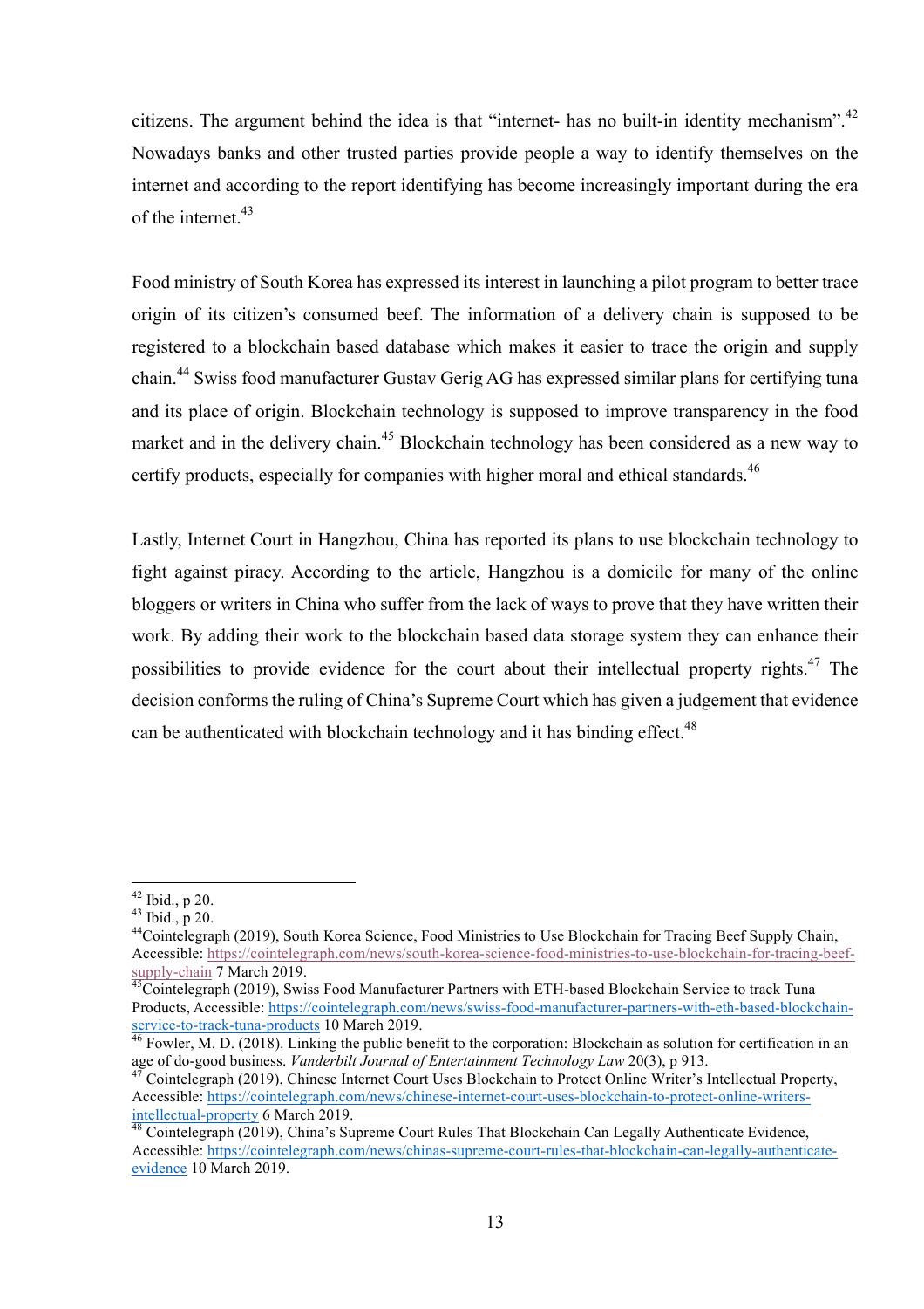citizens. The argument behind the idea is that "internet- has no built-in identity mechanism".[42] Nowadays banks and other trusted parties provide people a way to identify themselves on the internet and according to the report identifying has become increasingly important during the era of the internet.[43]

Food ministry of South Korea has expressed its interest in launching a pilot program to better trace origin of its citizen's consumed beef. The information of a delivery chain is supposed to be registered to a blockchain based database which makes it easier to trace the origin and supply chain.[44] Swiss food manufacturer Gustav Gerig AG has expressed similar plans for certifying tuna and its place of origin. Blockchain technology is supposed to improve transparency in the food market and in the delivery chain.[45] Blockchain technology has been considered as a new way to certify products, especially for companies with higher moral and ethical standards.[46]

Lastly, Internet Court in Hangzhou, China has reported its plans to use blockchain technology to fight against piracy. According to the article, Hangzhou is a domicile for many of the online bloggers or writers in China who suffer from the lack of ways to prove that they have written their work. By adding their work to the blockchain based data storage system they can enhance their possibilities to provide evidence for the court about their intellectual property rights.[47] The decision conforms the ruling of China's Supreme Court which has given a judgement that evidence can be authenticated with blockchain technology and it has binding effect.[48]

---

[42] Ibid., p 20.

[43] Ibid., p 20.

[44] Cointelegraph (2019), South Korea Science, Food Ministries to Use Blockchain for Tracing Beef Supply Chain, Accessible: https://cointelegraph.com/news/south-korea-science-food-ministries-to-use-blockchain-for-tracing-beef-supply-chain 7 March 2019.

[45] Cointelegraph (2019), Swiss Food Manufacturer Partners with ETH-based Blockchain Service to track Tuna Products, Accessible: https://cointelegraph.com/news/swiss-food-manufacturer-partners-with-eth-based-blockchain-service-to-track-tuna-products 10 March 2019.

[46] Fowler, M. D. (2018). Linking the public benefit to the corporation: Blockchain as solution for certification in an age of do-good business. *Vanderbilt Journal of Entertainment Technology Law* 20(3), p 913.

[47] Cointelegraph (2019), Chinese Internet Court Uses Blockchain to Protect Online Writer's Intellectual Property, Accessible: https://cointelegraph.com/news/chinese-internet-court-uses-blockchain-to-protect-online-writers-intellectual-property 6 March 2019.

[48] Cointelegraph (2019), China's Supreme Court Rules That Blockchain Can Legally Authenticate Evidence, Accessible: https://cointelegraph.com/news/chinas-supreme-court-rules-that-blockchain-can-legally-authenticate-evidence 10 March 2019.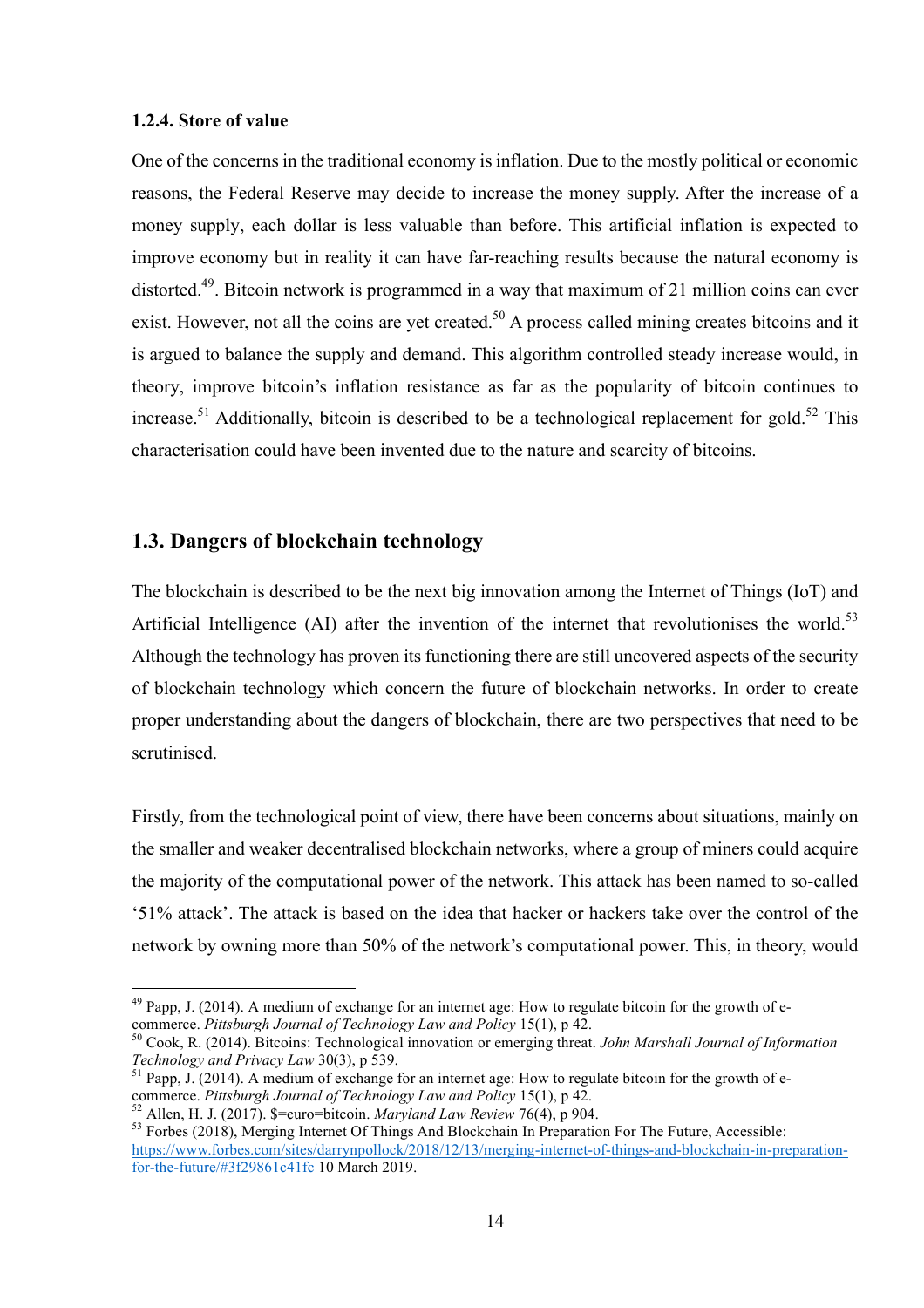#### 1.2.4. Store of value

One of the concerns in the traditional economy is inflation. Due to the mostly political or economic reasons, the Federal Reserve may decide to increase the money supply. After the increase of a money supply, each dollar is less valuable than before. This artificial inflation is expected to improve economy but in reality it can have far-reaching results because the natural economy is distorted.[49]. Bitcoin network is programmed in a way that maximum of 21 million coins can ever exist. However, not all the coins are yet created.[50] A process called mining creates bitcoins and it is argued to balance the supply and demand. This algorithm controlled steady increase would, in theory, improve bitcoin's inflation resistance as far as the popularity of bitcoin continues to increase.[51] Additionally, bitcoin is described to be a technological replacement for gold.[52] This characterisation could have been invented due to the nature and scarcity of bitcoins.

## 1.3. Dangers of blockchain technology

The blockchain is described to be the next big innovation among the Internet of Things (IoT) and Artificial Intelligence (AI) after the invention of the internet that revolutionises the world.[53] Although the technology has proven its functioning there are still uncovered aspects of the security of blockchain technology which concern the future of blockchain networks. In order to create proper understanding about the dangers of blockchain, there are two perspectives that need to be scrutinised.

Firstly, from the technological point of view, there have been concerns about situations, mainly on the smaller and weaker decentralised blockchain networks, where a group of miners could acquire the majority of the computational power of the network. This attack has been named to so-called '51% attack'. The attack is based on the idea that hacker or hackers take over the control of the network by owning more than 50% of the network's computational power. This, in theory, would

---

[49] Papp, J. (2014). A medium of exchange for an internet age: How to regulate bitcoin for the growth of e-commerce. *Pittsburgh Journal of Technology Law and Policy* 15(1), p 42.

[50] Cook, R. (2014). Bitcoins: Technological innovation or emerging threat. *John Marshall Journal of Information Technology and Privacy Law* 30(3), p 539.

[51] Papp, J. (2014). A medium of exchange for an internet age: How to regulate bitcoin for the growth of e-commerce. *Pittsburgh Journal of Technology Law and Policy* 15(1), p 42.

[52] Allen, H. J. (2017). $=euro=bitcoin. *Maryland Law Review* 76(4), p 904.

[53] Forbes (2018), Merging Internet Of Things And Blockchain In Preparation For The Future, Accessible: https://www.forbes.com/sites/darrynpollock/2018/12/13/merging-internet-of-things-and-blockchain-in-preparation-for-the-future/#3f29861c41fc 10 March 2019.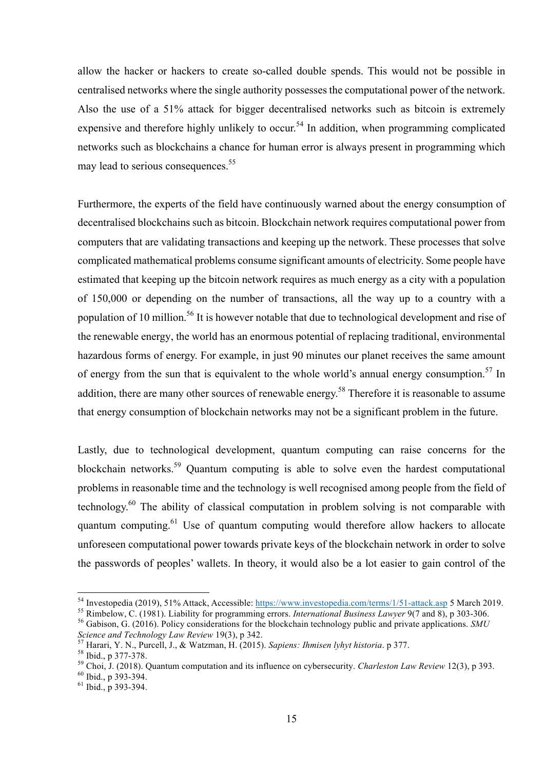allow the hacker or hackers to create so-called double spends. This would not be possible in centralised networks where the single authority possesses the computational power of the network. Also the use of a 51% attack for bigger decentralised networks such as bitcoin is extremely expensive and therefore highly unlikely to occur.[54] In addition, when programming complicated networks such as blockchains a chance for human error is always present in programming which may lead to serious consequences.[55]

Furthermore, the experts of the field have continuously warned about the energy consumption of decentralised blockchains such as bitcoin. Blockchain network requires computational power from computers that are validating transactions and keeping up the network. These processes that solve complicated mathematical problems consume significant amounts of electricity. Some people have estimated that keeping up the bitcoin network requires as much energy as a city with a population of 150,000 or depending on the number of transactions, all the way up to a country with a population of 10 million.[56] It is however notable that due to technological development and rise of the renewable energy, the world has an enormous potential of replacing traditional, environmental hazardous forms of energy. For example, in just 90 minutes our planet receives the same amount of energy from the sun that is equivalent to the whole world's annual energy consumption.[57] In addition, there are many other sources of renewable energy.[58] Therefore it is reasonable to assume that energy consumption of blockchain networks may not be a significant problem in the future.

Lastly, due to technological development, quantum computing can raise concerns for the blockchain networks.[59] Quantum computing is able to solve even the hardest computational problems in reasonable time and the technology is well recognised among people from the field of technology.[60] The ability of classical computation in problem solving is not comparable with quantum computing.[61] Use of quantum computing would therefore allow hackers to allocate unforeseen computational power towards private keys of the blockchain network in order to solve the passwords of peoples' wallets. In theory, it would also be a lot easier to gain control of the

---

[54] Investopedia (2019), 51% Attack, Accessible: https://www.investopedia.com/terms/1/51-attack.asp 5 March 2019.

[55] Rimbelow, C. (1981). Liability for programming errors. *International Business Lawyer* 9(7 and 8), p 303-306.

[56] Gabison, G. (2016). Policy considerations for the blockchain technology public and private applications. *SMU Science and Technology Law Review* 19(3), p 342.

[57] Harari, Y. N., Purcell, J., & Watzman, H. (2015). *Sapiens: Ihmisen lyhyt historia*. p 377.

[58] Ibid., p 377-378.

[59] Choi, J. (2018). Quantum computation and its influence on cybersecurity. *Charleston Law Review* 12(3), p 393.

[60] Ibid., p 393-394.

[61] Ibid., p 393-394.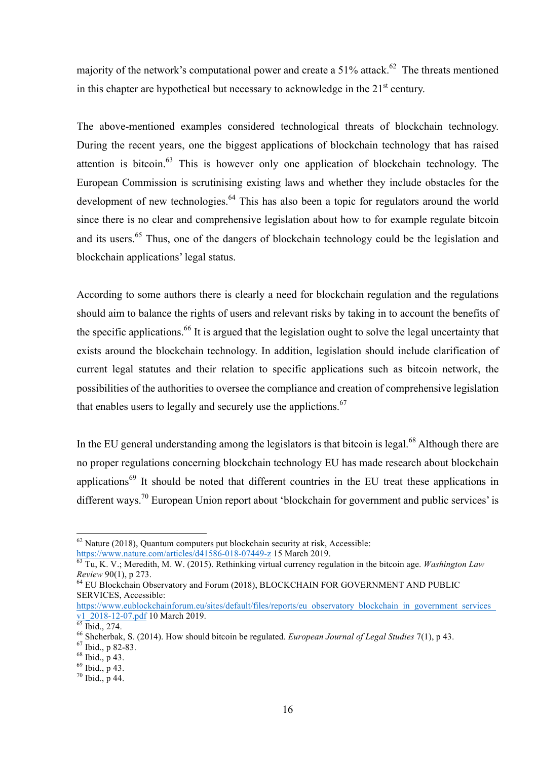majority of the network's computational power and create a 51% attack.[62] The threats mentioned in this chapter are hypothetical but necessary to acknowledge in the 21st century.

The above-mentioned examples considered technological threats of blockchain technology. During the recent years, one the biggest applications of blockchain technology that has raised attention is bitcoin.[63] This is however only one application of blockchain technology. The European Commission is scrutinising existing laws and whether they include obstacles for the development of new technologies.[64] This has also been a topic for regulators around the world since there is no clear and comprehensive legislation about how to for example regulate bitcoin and its users.[65] Thus, one of the dangers of blockchain technology could be the legislation and blockchain applications' legal status.

According to some authors there is clearly a need for blockchain regulation and the regulations should aim to balance the rights of users and relevant risks by taking in to account the benefits of the specific applications.[66] It is argued that the legislation ought to solve the legal uncertainty that exists around the blockchain technology. In addition, legislation should include clarification of current legal statutes and their relation to specific applications such as bitcoin network, the possibilities of the authorities to oversee the compliance and creation of comprehensive legislation that enables users to legally and securely use the applictions.[67]

In the EU general understanding among the legislators is that bitcoin is legal.[68] Although there are no proper regulations concerning blockchain technology EU has made research about blockchain applications[69] It should be noted that different countries in the EU treat these applications in different ways.[70] European Union report about 'blockchain for government and public services' is

---

[62] Nature (2018), Quantum computers put blockchain security at risk, Accessible: https://www.nature.com/articles/d41586-018-07449-z 15 March 2019.

[63] Tu, K. V.; Meredith, M. W. (2015). Rethinking virtual currency regulation in the bitcoin age. *Washington Law Review* 90(1), p 273.

[64] EU Blockchain Observatory and Forum (2018), BLOCKCHAIN FOR GOVERNMENT AND PUBLIC SERVICES, Accessible: https://www.eublockchainforum.eu/sites/default/files/reports/eu_observatory_blockchain_in_government_services_v1_2018-12-07.pdf 10 March 2019.

[65] Ibid., 274.

[66] Shcherbak, S. (2014). How should bitcoin be regulated. *European Journal of Legal Studies* 7(1), p 43.

[67] Ibid., p 82-83.

[68] Ibid., p 43.

[69] Ibid., p 43.

[70] Ibid., p 44.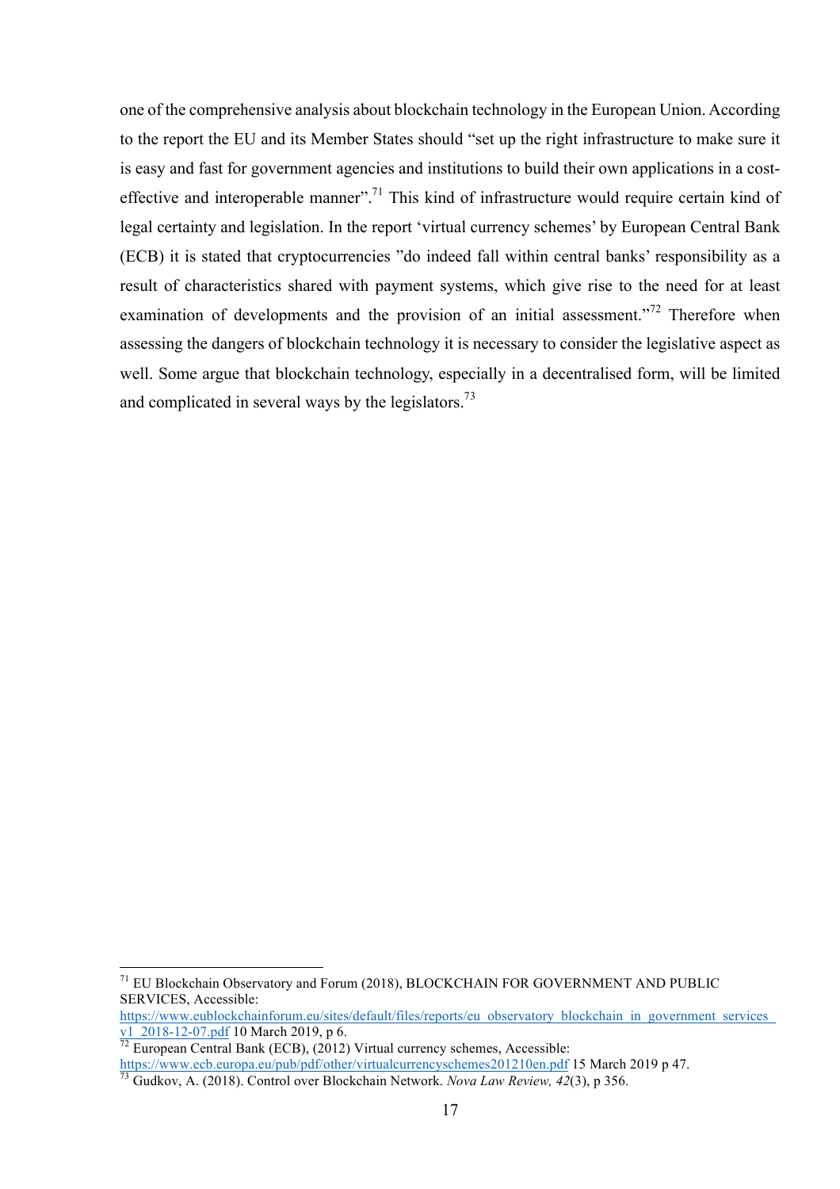one of the comprehensive analysis about blockchain technology in the European Union. According to the report the EU and its Member States should "set up the right infrastructure to make sure it is easy and fast for government agencies and institutions to build their own applications in a cost-effective and interoperable manner".[71] This kind of infrastructure would require certain kind of legal certainty and legislation. In the report 'virtual currency schemes' by European Central Bank (ECB) it is stated that cryptocurrencies "do indeed fall within central banks' responsibility as a result of characteristics shared with payment systems, which give rise to the need for at least examination of developments and the provision of an initial assessment."[72] Therefore when assessing the dangers of blockchain technology it is necessary to consider the legislative aspect as well. Some argue that blockchain technology, especially in a decentralised form, will be limited and complicated in several ways by the legislators.[73]

---

[71] EU Blockchain Observatory and Forum (2018), BLOCKCHAIN FOR GOVERNMENT AND PUBLIC SERVICES, Accessible: https://www.eublockchainforum.eu/sites/default/files/reports/eu_observatory_blockchain_in_government_services_v1_2018-12-07.pdf 10 March 2019, p 6.

[72] European Central Bank (ECB), (2012) Virtual currency schemes, Accessible: https://www.ecb.europa.eu/pub/pdf/other/virtualcurrencyschemes201210en.pdf 15 March 2019 p 47.

[73] Gudkov, A. (2018). Control over Blockchain Network. *Nova Law Review, 42*(3), p 356.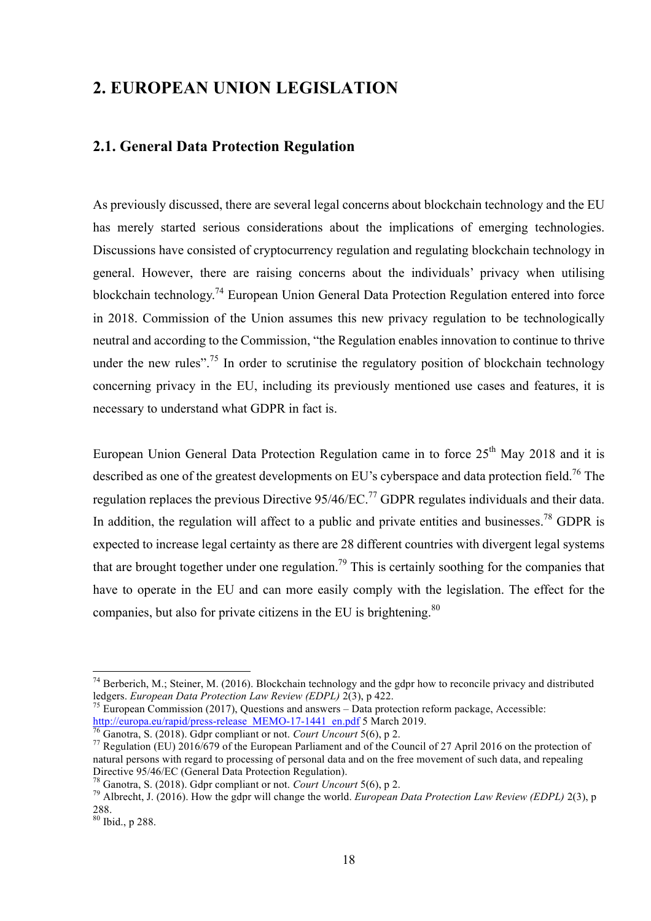# 2. EUROPEAN UNION LEGISLATION

## 2.1. General Data Protection Regulation

As previously discussed, there are several legal concerns about blockchain technology and the EU has merely started serious considerations about the implications of emerging technologies. Discussions have consisted of cryptocurrency regulation and regulating blockchain technology in general. However, there are raising concerns about the individuals' privacy when utilising blockchain technology.[74] European Union General Data Protection Regulation entered into force in 2018. Commission of the Union assumes this new privacy regulation to be technologically neutral and according to the Commission, "the Regulation enables innovation to continue to thrive under the new rules".[75] In order to scrutinise the regulatory position of blockchain technology concerning privacy in the EU, including its previously mentioned use cases and features, it is necessary to understand what GDPR in fact is.

European Union General Data Protection Regulation came in to force 25th May 2018 and it is described as one of the greatest developments on EU's cyberspace and data protection field.[76] The regulation replaces the previous Directive 95/46/EC.[77] GDPR regulates individuals and their data. In addition, the regulation will affect to a public and private entities and businesses.[78] GDPR is expected to increase legal certainty as there are 28 different countries with divergent legal systems that are brought together under one regulation.[79] This is certainly soothing for the companies that have to operate in the EU and can more easily comply with the legislation. The effect for the companies, but also for private citizens in the EU is brightening.[80]

---

[74] Berberich, M.; Steiner, M. (2016). Blockchain technology and the gdpr how to reconcile privacy and distributed ledgers. *European Data Protection Law Review (EDPL)* 2(3), p 422.

[75] European Commission (2017), Questions and answers – Data protection reform package, Accessible: http://europa.eu/rapid/press-release_MEMO-17-1441_en.pdf 5 March 2019.

[76] Ganotra, S. (2018). Gdpr compliant or not. *Court Uncourt* 5(6), p 2.

[77] Regulation (EU) 2016/679 of the European Parliament and of the Council of 27 April 2016 on the protection of natural persons with regard to processing of personal data and on the free movement of such data, and repealing Directive 95/46/EC (General Data Protection Regulation).

[78] Ganotra, S. (2018). Gdpr compliant or not. *Court Uncourt* 5(6), p 2.

[79] Albrecht, J. (2016). How the gdpr will change the world. *European Data Protection Law Review (EDPL)* 2(3), p 288.

[80] Ibid., p 288.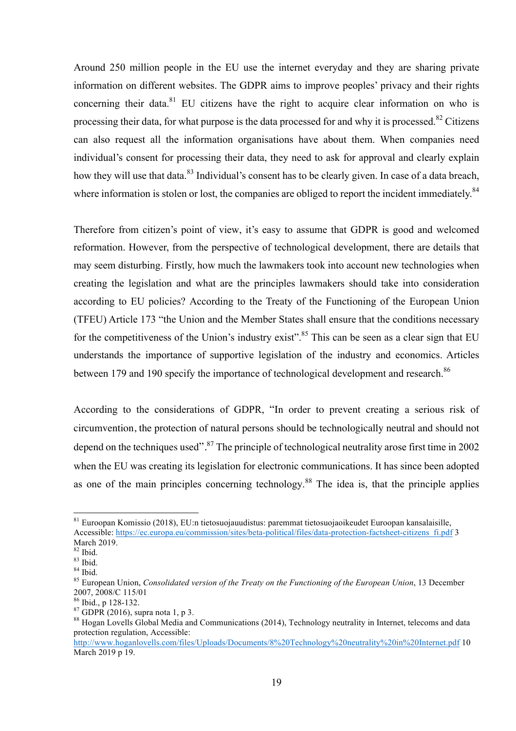Around 250 million people in the EU use the internet everyday and they are sharing private information on different websites. The GDPR aims to improve peoples' privacy and their rights concerning their data.[81] EU citizens have the right to acquire clear information on who is processing their data, for what purpose is the data processed for and why it is processed.[82] Citizens can also request all the information organisations have about them. When companies need individual's consent for processing their data, they need to ask for approval and clearly explain how they will use that data.[83] Individual's consent has to be clearly given. In case of a data breach, where information is stolen or lost, the companies are obliged to report the incident immediately.[84]

Therefore from citizen's point of view, it's easy to assume that GDPR is good and welcomed reformation. However, from the perspective of technological development, there are details that may seem disturbing. Firstly, how much the lawmakers took into account new technologies when creating the legislation and what are the principles lawmakers should take into consideration according to EU policies? According to the Treaty of the Functioning of the European Union (TFEU) Article 173 "the Union and the Member States shall ensure that the conditions necessary for the competitiveness of the Union's industry exist".[85] This can be seen as a clear sign that EU understands the importance of supportive legislation of the industry and economics. Articles between 179 and 190 specify the importance of technological development and research.[86]

According to the considerations of GDPR, "In order to prevent creating a serious risk of circumvention, the protection of natural persons should be technologically neutral and should not depend on the techniques used".[87] The principle of technological neutrality arose first time in 2002 when the EU was creating its legislation for electronic communications. It has since been adopted as one of the main principles concerning technology.[88] The idea is, that the principle applies

---

[81] Euroopan Komissio (2018), EU:n tietosuojauudistus: paremmat tietosuojaoikeudet Euroopan kansalaisille, Accessible: https://ec.europa.eu/commission/sites/beta-political/files/data-protection-factsheet-citizens_fi.pdf 3 March 2019.

[82] Ibid.

[83] Ibid.

[84] Ibid.

[85] European Union, *Consolidated version of the Treaty on the Functioning of the European Union*, 13 December 2007, 2008/C 115/01

[86] Ibid., p 128-132.

[87] GDPR (2016), supra nota 1, p 3.

[88] Hogan Lovells Global Media and Communications (2014), Technology neutrality in Internet, telecoms and data protection regulation, Accessible: http://www.hoganlovells.com/files/Uploads/Documents/8%20Technology%20neutrality%20in%20Internet.pdf 10 March 2019 p 19.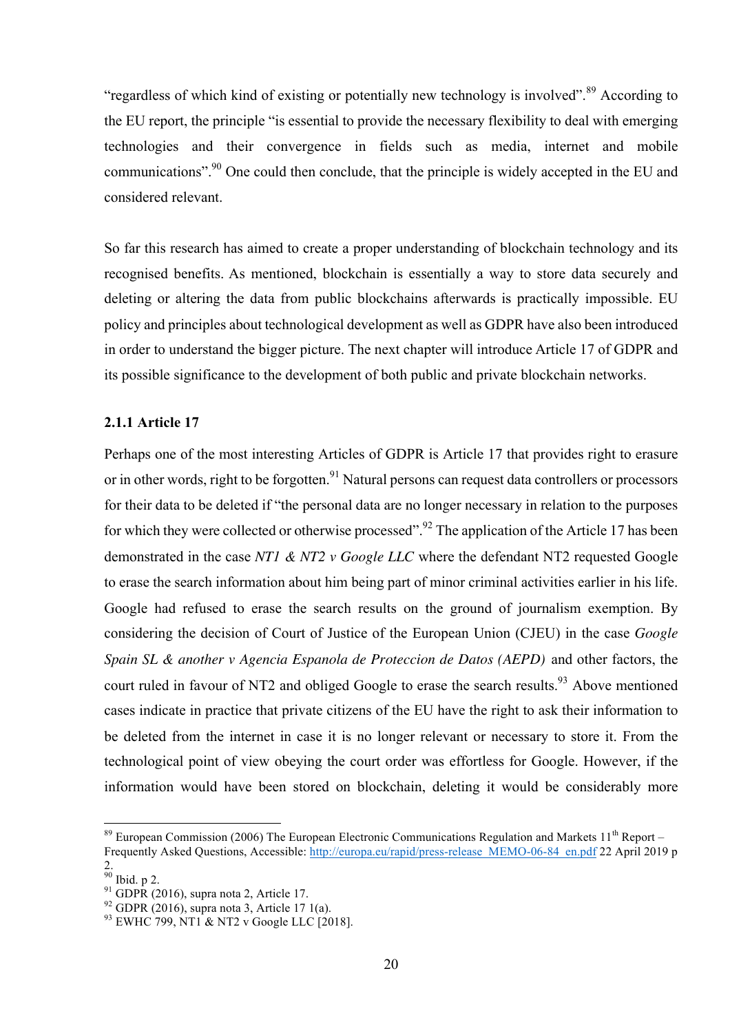"regardless of which kind of existing or potentially new technology is involved".[89] According to the EU report, the principle "is essential to provide the necessary flexibility to deal with emerging technologies and their convergence in fields such as media, internet and mobile communications".[90] One could then conclude, that the principle is widely accepted in the EU and considered relevant.

So far this research has aimed to create a proper understanding of blockchain technology and its recognised benefits. As mentioned, blockchain is essentially a way to store data securely and deleting or altering the data from public blockchains afterwards is practically impossible. EU policy and principles about technological development as well as GDPR have also been introduced in order to understand the bigger picture. The next chapter will introduce Article 17 of GDPR and its possible significance to the development of both public and private blockchain networks.

### 2.1.1 Article 17

Perhaps one of the most interesting Articles of GDPR is Article 17 that provides right to erasure or in other words, right to be forgotten.[91] Natural persons can request data controllers or processors for their data to be deleted if "the personal data are no longer necessary in relation to the purposes for which they were collected or otherwise processed".[92] The application of the Article 17 has been demonstrated in the case *NT1 & NT2 v Google LLC* where the defendant NT2 requested Google to erase the search information about him being part of minor criminal activities earlier in his life. Google had refused to erase the search results on the ground of journalism exemption. By considering the decision of Court of Justice of the European Union (CJEU) in the case *Google Spain SL & another v Agencia Espanola de Proteccion de Datos (AEPD)* and other factors, the court ruled in favour of NT2 and obliged Google to erase the search results.[93] Above mentioned cases indicate in practice that private citizens of the EU have the right to ask their information to be deleted from the internet in case it is no longer relevant or necessary to store it. From the technological point of view obeying the court order was effortless for Google. However, if the information would have been stored on blockchain, deleting it would be considerably more

---

[89] European Commission (2006) The European Electronic Communications Regulation and Markets 11th Report – Frequently Asked Questions, Accessible: http://europa.eu/rapid/press-release_MEMO-06-84_en.pdf 22 April 2019 p 2.

[90] Ibid. p 2.

[91] GDPR (2016), supra nota 2, Article 17.

[92] GDPR (2016), supra nota 3, Article 17 1(a).

[93] EWHC 799, NT1 & NT2 v Google LLC [2018].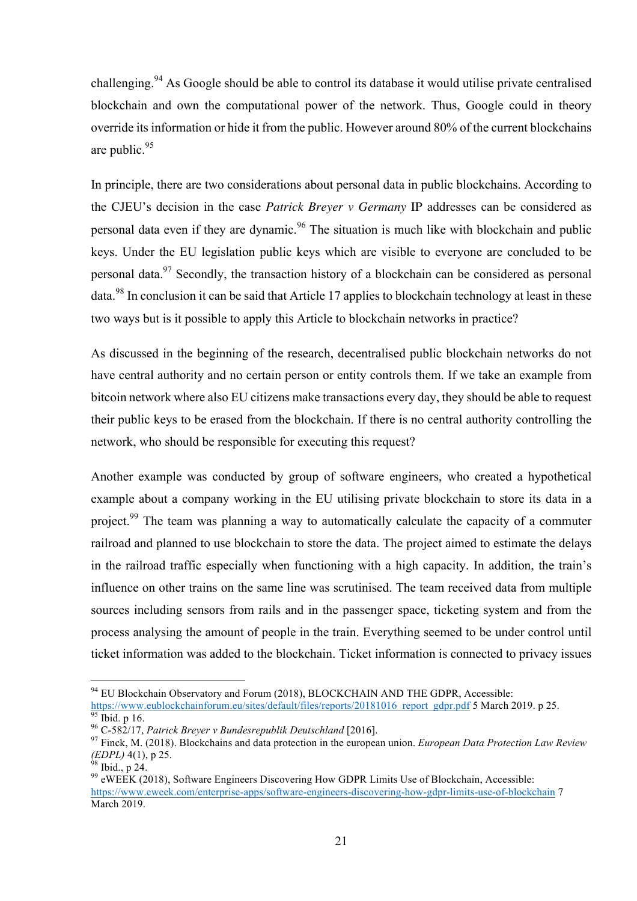challenging.[94] As Google should be able to control its database it would utilise private centralised blockchain and own the computational power of the network. Thus, Google could in theory override its information or hide it from the public. However around 80% of the current blockchains are public.[95]

In principle, there are two considerations about personal data in public blockchains. According to the CJEU's decision in the case *Patrick Breyer v Germany* IP addresses can be considered as personal data even if they are dynamic.[96] The situation is much like with blockchain and public keys. Under the EU legislation public keys which are visible to everyone are concluded to be personal data.[97] Secondly, the transaction history of a blockchain can be considered as personal data.[98] In conclusion it can be said that Article 17 applies to blockchain technology at least in these two ways but is it possible to apply this Article to blockchain networks in practice?

As discussed in the beginning of the research, decentralised public blockchain networks do not have central authority and no certain person or entity controls them. If we take an example from bitcoin network where also EU citizens make transactions every day, they should be able to request their public keys to be erased from the blockchain. If there is no central authority controlling the network, who should be responsible for executing this request?

Another example was conducted by group of software engineers, who created a hypothetical example about a company working in the EU utilising private blockchain to store its data in a project.[99] The team was planning a way to automatically calculate the capacity of a commuter railroad and planned to use blockchain to store the data. The project aimed to estimate the delays in the railroad traffic especially when functioning with a high capacity. In addition, the train's influence on other trains on the same line was scrutinised. The team received data from multiple sources including sensors from rails and in the passenger space, ticketing system and from the process analysing the amount of people in the train. Everything seemed to be under control until ticket information was added to the blockchain. Ticket information is connected to privacy issues

---

[94] EU Blockchain Observatory and Forum (2018), BLOCKCHAIN AND THE GDPR, Accessible: https://www.eublockchainforum.eu/sites/default/files/reports/20181016_report_gdpr.pdf 5 March 2019. p 25.

[95] Ibid. p 16.

[96] C-582/17, *Patrick Breyer v Bundesrepublik Deutschland* [2016].

[97] Finck, M. (2018). Blockchains and data protection in the european union. *European Data Protection Law Review (EDPL)* 4(1), p 25.

[98] Ibid., p 24.

[99] eWEEK (2018), Software Engineers Discovering How GDPR Limits Use of Blockchain, Accessible: https://www.eweek.com/enterprise-apps/software-engineers-discovering-how-gdpr-limits-use-of-blockchain 7 March 2019.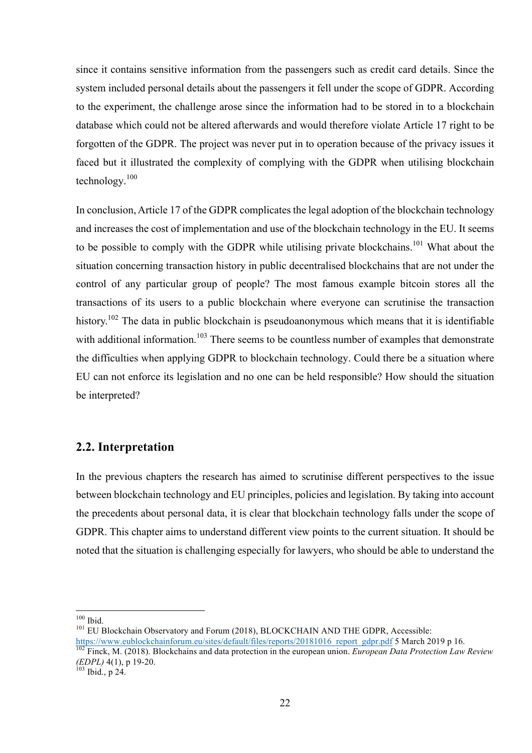since it contains sensitive information from the passengers such as credit card details. Since the system included personal details about the passengers it fell under the scope of GDPR. According to the experiment, the challenge arose since the information had to be stored in to a blockchain database which could not be altered afterwards and would therefore violate Article 17 right to be forgotten of the GDPR. The project was never put in to operation because of the privacy issues it faced but it illustrated the complexity of complying with the GDPR when utilising blockchain technology.[100]

In conclusion, Article 17 of the GDPR complicates the legal adoption of the blockchain technology and increases the cost of implementation and use of the blockchain technology in the EU. It seems to be possible to comply with the GDPR while utilising private blockchains.[101] What about the situation concerning transaction history in public decentralised blockchains that are not under the control of any particular group of people? The most famous example bitcoin stores all the transactions of its users to a public blockchain where everyone can scrutinise the transaction history.[102] The data in public blockchain is pseudoanonymous which means that it is identifiable with additional information.[103] There seems to be countless number of examples that demonstrate the difficulties when applying GDPR to blockchain technology. Could there be a situation where EU can not enforce its legislation and no one can be held responsible? How should the situation be interpreted?

## 2.2. Interpretation

In the previous chapters the research has aimed to scrutinise different perspectives to the issue between blockchain technology and EU principles, policies and legislation. By taking into account the precedents about personal data, it is clear that blockchain technology falls under the scope of GDPR. This chapter aims to understand different view points to the current situation. It should be noted that the situation is challenging especially for lawyers, who should be able to understand the

---

[100] Ibid.

[101] EU Blockchain Observatory and Forum (2018), BLOCKCHAIN AND THE GDPR, Accessible: https://www.eublockchainforum.eu/sites/default/files/reports/20181016_report_gdpr.pdf 5 March 2019 p 16.

[102] Finck, M. (2018). Blockchains and data protection in the european union. *European Data Protection Law Review (EDPL)* 4(1), p 19-20.

[103] Ibid., p 24.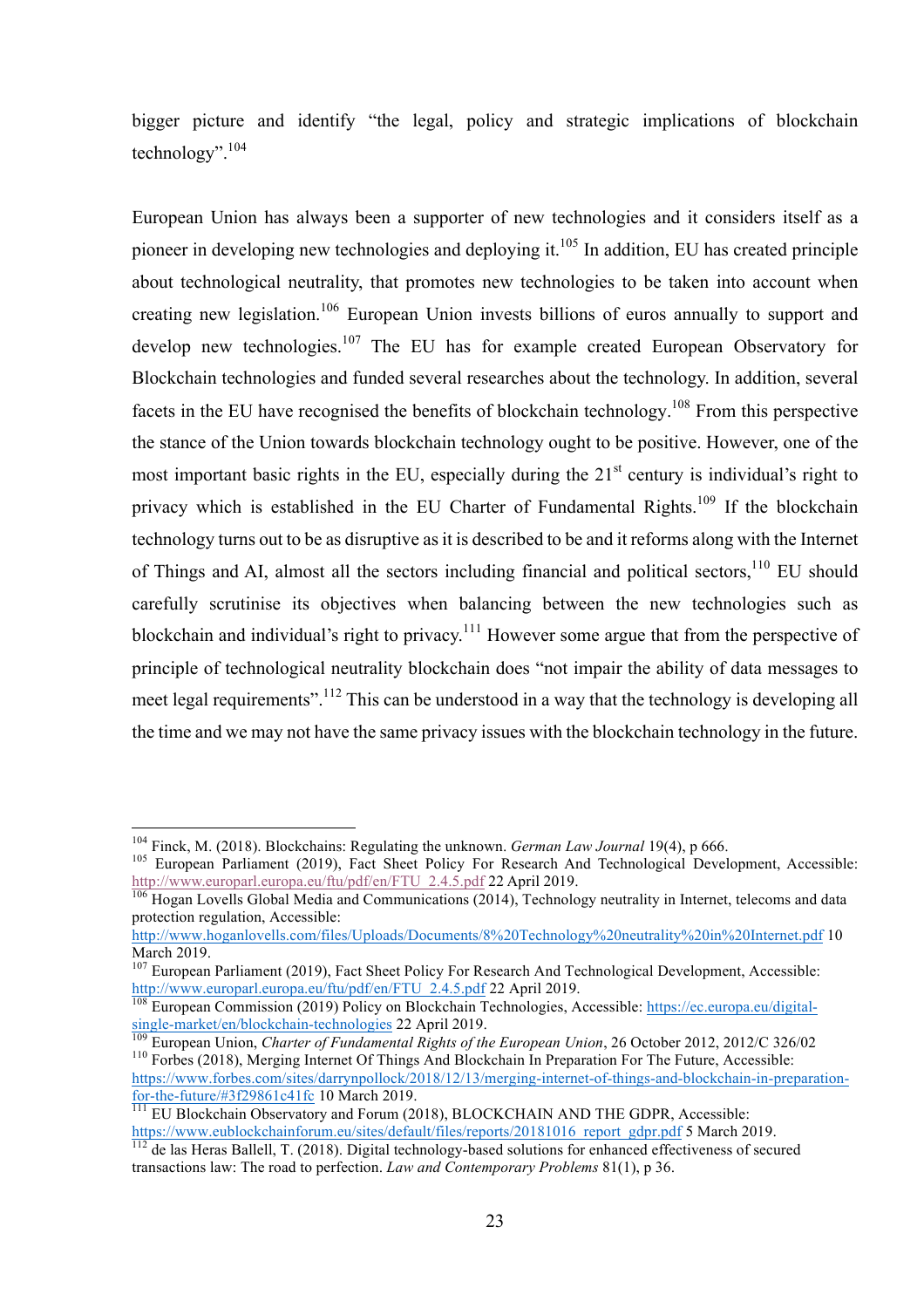bigger picture and identify "the legal, policy and strategic implications of blockchain technology".[104]

European Union has always been a supporter of new technologies and it considers itself as a pioneer in developing new technologies and deploying it.[105] In addition, EU has created principle about technological neutrality, that promotes new technologies to be taken into account when creating new legislation.[106] European Union invests billions of euros annually to support and develop new technologies.[107] The EU has for example created European Observatory for Blockchain technologies and funded several researches about the technology. In addition, several facets in the EU have recognised the benefits of blockchain technology.[108] From this perspective the stance of the Union towards blockchain technology ought to be positive. However, one of the most important basic rights in the EU, especially during the 21st century is individual's right to privacy which is established in the EU Charter of Fundamental Rights.[109] If the blockchain technology turns out to be as disruptive as it is described to be and it reforms along with the Internet of Things and AI, almost all the sectors including financial and political sectors,[110] EU should carefully scrutinise its objectives when balancing between the new technologies such as blockchain and individual's right to privacy.[111] However some argue that from the perspective of principle of technological neutrality blockchain does "not impair the ability of data messages to meet legal requirements".[112] This can be understood in a way that the technology is developing all the time and we may not have the same privacy issues with the blockchain technology in the future.

---

[104] Finck, M. (2018). Blockchains: Regulating the unknown. *German Law Journal* 19(4), p 666.

[105] European Parliament (2019), Fact Sheet Policy For Research And Technological Development, Accessible: http://www.europarl.europa.eu/ftu/pdf/en/FTU_2.4.5.pdf 22 April 2019.

[106] Hogan Lovells Global Media and Communications (2014), Technology neutrality in Internet, telecoms and data protection regulation, Accessible: http://www.hoganlovells.com/files/Uploads/Documents/8%20Technology%20neutrality%20in%20Internet.pdf 10 March 2019.

[107] European Parliament (2019), Fact Sheet Policy For Research And Technological Development, Accessible: http://www.europarl.europa.eu/ftu/pdf/en/FTU_2.4.5.pdf 22 April 2019.

[108] European Commission (2019) Policy on Blockchain Technologies, Accessible: https://ec.europa.eu/digital-single-market/en/blockchain-technologies 22 April 2019.

[109] European Union, *Charter of Fundamental Rights of the European Union*, 26 October 2012, 2012/C 326/02

[110] Forbes (2018), Merging Internet Of Things And Blockchain In Preparation For The Future, Accessible: https://www.forbes.com/sites/darrynpollock/2018/12/13/merging-internet-of-things-and-blockchain-in-preparation-for-the-future/#3f29861c41fc 10 March 2019.

[111] EU Blockchain Observatory and Forum (2018), BLOCKCHAIN AND THE GDPR, Accessible: https://www.eublockchainforum.eu/sites/default/files/reports/20181016_report_gdpr.pdf 5 March 2019.

[112] de las Heras Ballell, T. (2018). Digital technology-based solutions for enhanced effectiveness of secured transactions law: The road to perfection. *Law and Contemporary Problems* 81(1), p 36.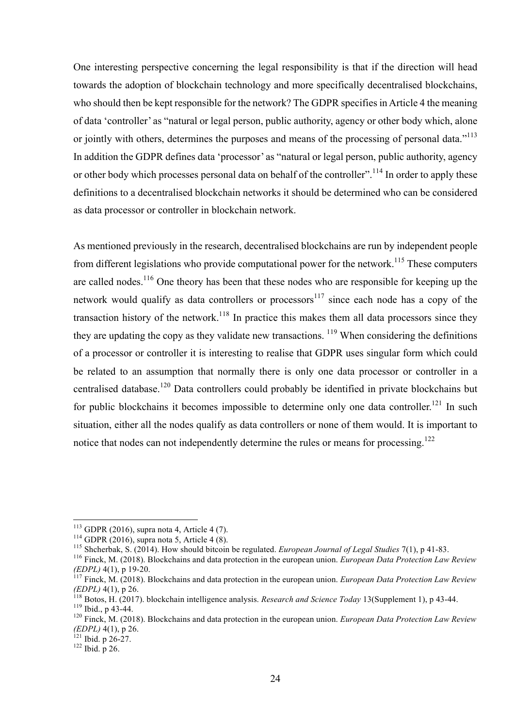One interesting perspective concerning the legal responsibility is that if the direction will head towards the adoption of blockchain technology and more specifically decentralised blockchains, who should then be kept responsible for the network? The GDPR specifies in Article 4 the meaning of data 'controller' as "natural or legal person, public authority, agency or other body which, alone or jointly with others, determines the purposes and means of the processing of personal data."[113] In addition the GDPR defines data 'processor' as "natural or legal person, public authority, agency or other body which processes personal data on behalf of the controller".[114] In order to apply these definitions to a decentralised blockchain networks it should be determined who can be considered as data processor or controller in blockchain network.

As mentioned previously in the research, decentralised blockchains are run by independent people from different legislations who provide computational power for the network.[115] These computers are called nodes.[116] One theory has been that these nodes who are responsible for keeping up the network would qualify as data controllers or processors[117] since each node has a copy of the transaction history of the network.[118] In practice this makes them all data processors since they they are updating the copy as they validate new transactions. [119] When considering the definitions of a processor or controller it is interesting to realise that GDPR uses singular form which could be related to an assumption that normally there is only one data processor or controller in a centralised database.[120] Data controllers could probably be identified in private blockchains but for public blockchains it becomes impossible to determine only one data controller.[121] In such situation, either all the nodes qualify as data controllers or none of them would. It is important to notice that nodes can not independently determine the rules or means for processing.[122]

---

[113] GDPR (2016), supra nota 4, Article 4 (7).

[114] GDPR (2016), supra nota 5, Article 4 (8).

[115] Shcherbak, S. (2014). How should bitcoin be regulated. *European Journal of Legal Studies* 7(1), p 41-83.

[116] Finck, M. (2018). Blockchains and data protection in the european union. *European Data Protection Law Review (EDPL)* 4(1), p 19-20.

[117] Finck, M. (2018). Blockchains and data protection in the european union. *European Data Protection Law Review (EDPL)* 4(1), p 26.

[118] Botos, H. (2017). blockchain intelligence analysis. *Research and Science Today* 13(Supplement 1), p 43-44.

[119] Ibid., p 43-44.

[120] Finck, M. (2018). Blockchains and data protection in the european union. *European Data Protection Law Review (EDPL)* 4(1), p 26.

[121] Ibid. p 26-27.

[122] Ibid. p 26.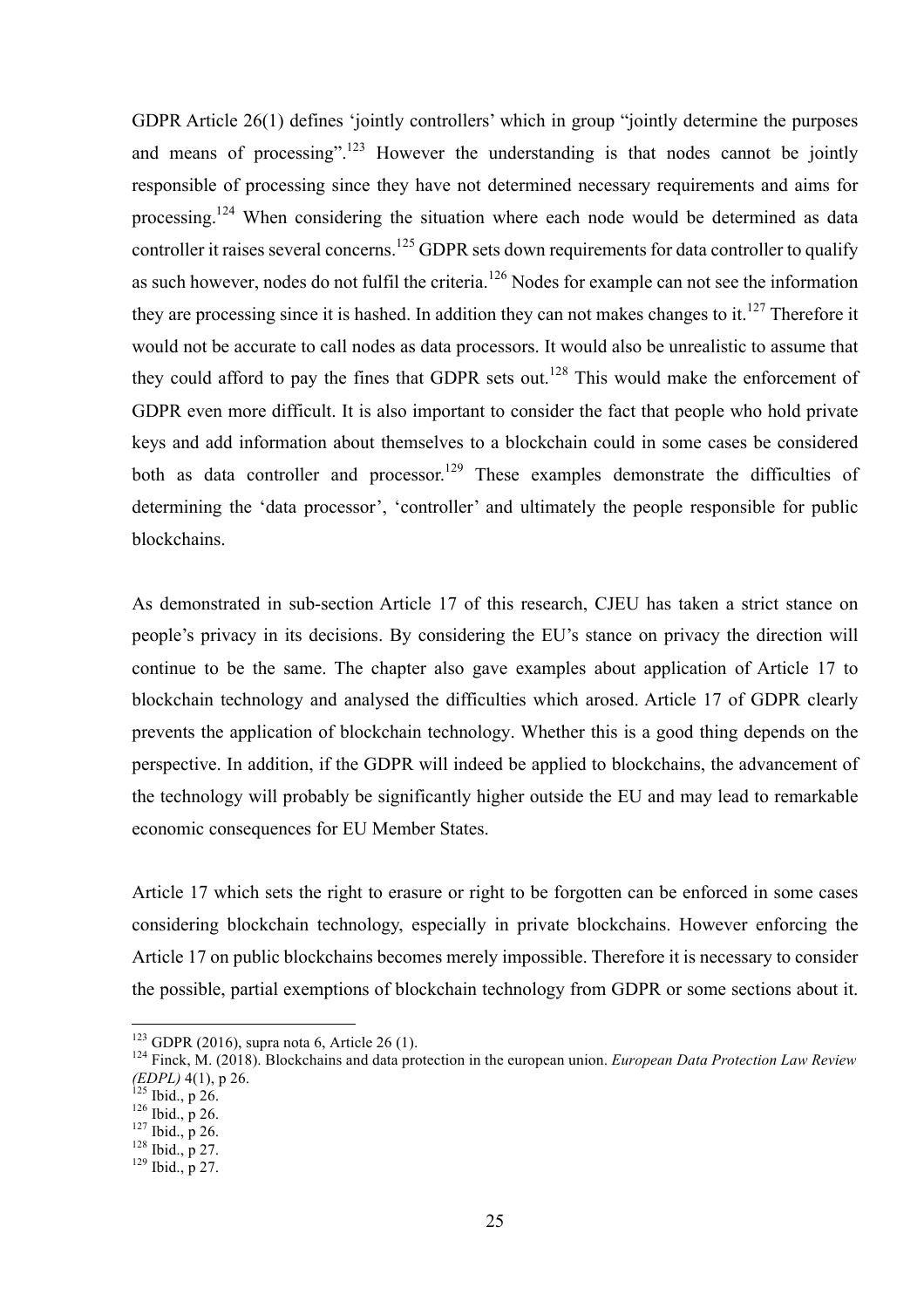GDPR Article 26(1) defines 'jointly controllers' which in group "jointly determine the purposes and means of processing".[123] However the understanding is that nodes cannot be jointly responsible of processing since they have not determined necessary requirements and aims for processing.[124] When considering the situation where each node would be determined as data controller it raises several concerns.[125] GDPR sets down requirements for data controller to qualify as such however, nodes do not fulfil the criteria.[126] Nodes for example can not see the information they are processing since it is hashed. In addition they can not makes changes to it.[127] Therefore it would not be accurate to call nodes as data processors. It would also be unrealistic to assume that they could afford to pay the fines that GDPR sets out.[128] This would make the enforcement of GDPR even more difficult. It is also important to consider the fact that people who hold private keys and add information about themselves to a blockchain could in some cases be considered both as data controller and processor.[129] These examples demonstrate the difficulties of determining the 'data processor', 'controller' and ultimately the people responsible for public blockchains.

As demonstrated in sub-section Article 17 of this research, CJEU has taken a strict stance on people's privacy in its decisions. By considering the EU's stance on privacy the direction will continue to be the same. The chapter also gave examples about application of Article 17 to blockchain technology and analysed the difficulties which arosed. Article 17 of GDPR clearly prevents the application of blockchain technology. Whether this is a good thing depends on the perspective. In addition, if the GDPR will indeed be applied to blockchains, the advancement of the technology will probably be significantly higher outside the EU and may lead to remarkable economic consequences for EU Member States.

Article 17 which sets the right to erasure or right to be forgotten can be enforced in some cases considering blockchain technology, especially in private blockchains. However enforcing the Article 17 on public blockchains becomes merely impossible. Therefore it is necessary to consider the possible, partial exemptions of blockchain technology from GDPR or some sections about it.

---

[123] GDPR (2016), supra nota 6, Article 26 (1).

[124] Finck, M. (2018). Blockchains and data protection in the european union. *European Data Protection Law Review (EDPL)* 4(1), p 26.

[125] Ibid., p 26.

[126] Ibid., p 26.

[127] Ibid., p 26.

[128] Ibid., p 27.

[129] Ibid., p 27.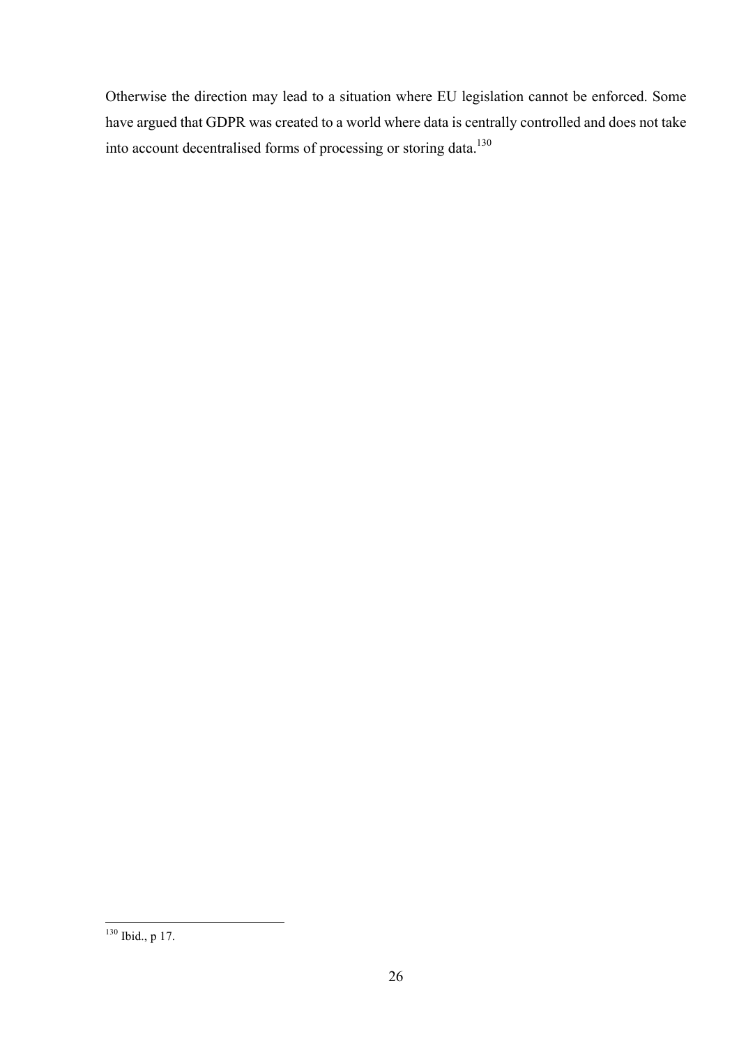Otherwise the direction may lead to a situation where EU legislation cannot be enforced. Some have argued that GDPR was created to a world where data is centrally controlled and does not take into account decentralised forms of processing or storing data.[130]

[130] Ibid., p 17.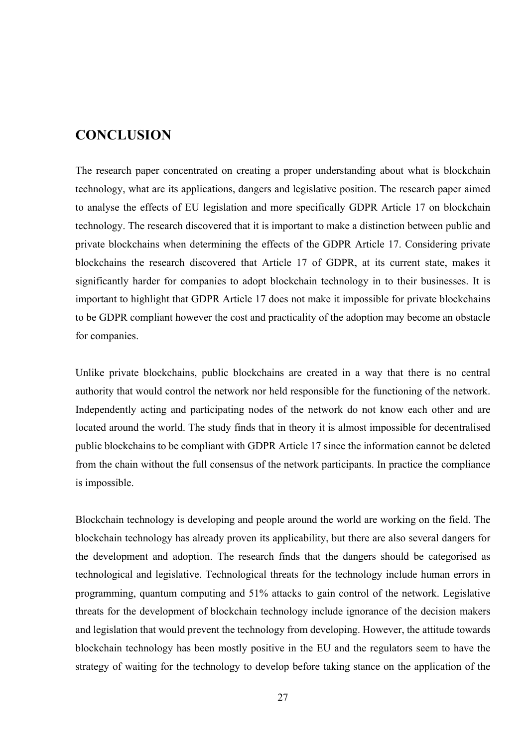# CONCLUSION

The research paper concentrated on creating a proper understanding about what is blockchain technology, what are its applications, dangers and legislative position. The research paper aimed to analyse the effects of EU legislation and more specifically GDPR Article 17 on blockchain technology. The research discovered that it is important to make a distinction between public and private blockchains when determining the effects of the GDPR Article 17. Considering private blockchains the research discovered that Article 17 of GDPR, at its current state, makes it significantly harder for companies to adopt blockchain technology in to their businesses. It is important to highlight that GDPR Article 17 does not make it impossible for private blockchains to be GDPR compliant however the cost and practicality of the adoption may become an obstacle for companies.

Unlike private blockchains, public blockchains are created in a way that there is no central authority that would control the network nor held responsible for the functioning of the network. Independently acting and participating nodes of the network do not know each other and are located around the world. The study finds that in theory it is almost impossible for decentralised public blockchains to be compliant with GDPR Article 17 since the information cannot be deleted from the chain without the full consensus of the network participants. In practice the compliance is impossible.

Blockchain technology is developing and people around the world are working on the field. The blockchain technology has already proven its applicability, but there are also several dangers for the development and adoption. The research finds that the dangers should be categorised as technological and legislative. Technological threats for the technology include human errors in programming, quantum computing and 51% attacks to gain control of the network. Legislative threats for the development of blockchain technology include ignorance of the decision makers and legislation that would prevent the technology from developing. However, the attitude towards blockchain technology has been mostly positive in the EU and the regulators seem to have the strategy of waiting for the technology to develop before taking stance on the application of the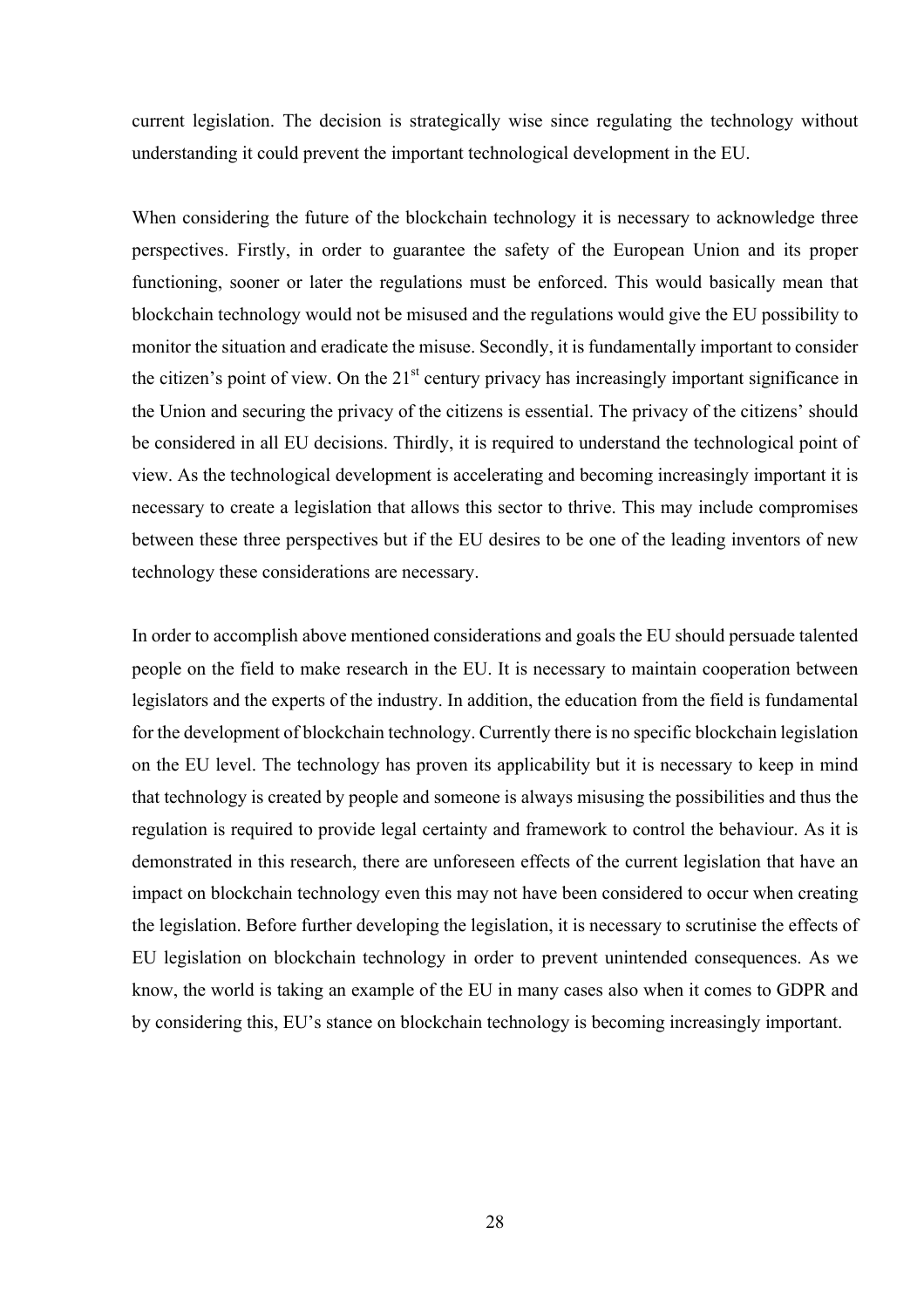current legislation. The decision is strategically wise since regulating the technology without understanding it could prevent the important technological development in the EU.

When considering the future of the blockchain technology it is necessary to acknowledge three perspectives. Firstly, in order to guarantee the safety of the European Union and its proper functioning, sooner or later the regulations must be enforced. This would basically mean that blockchain technology would not be misused and the regulations would give the EU possibility to monitor the situation and eradicate the misuse. Secondly, it is fundamentally important to consider the citizen's point of view. On the 21st century privacy has increasingly important significance in the Union and securing the privacy of the citizens is essential. The privacy of the citizens' should be considered in all EU decisions. Thirdly, it is required to understand the technological point of view. As the technological development is accelerating and becoming increasingly important it is necessary to create a legislation that allows this sector to thrive. This may include compromises between these three perspectives but if the EU desires to be one of the leading inventors of new technology these considerations are necessary.

In order to accomplish above mentioned considerations and goals the EU should persuade talented people on the field to make research in the EU. It is necessary to maintain cooperation between legislators and the experts of the industry. In addition, the education from the field is fundamental for the development of blockchain technology. Currently there is no specific blockchain legislation on the EU level. The technology has proven its applicability but it is necessary to keep in mind that technology is created by people and someone is always misusing the possibilities and thus the regulation is required to provide legal certainty and framework to control the behaviour. As it is demonstrated in this research, there are unforeseen effects of the current legislation that have an impact on blockchain technology even this may not have been considered to occur when creating the legislation. Before further developing the legislation, it is necessary to scrutinise the effects of EU legislation on blockchain technology in order to prevent unintended consequences. As we know, the world is taking an example of the EU in many cases also when it comes to GDPR and by considering this, EU's stance on blockchain technology is becoming increasingly important.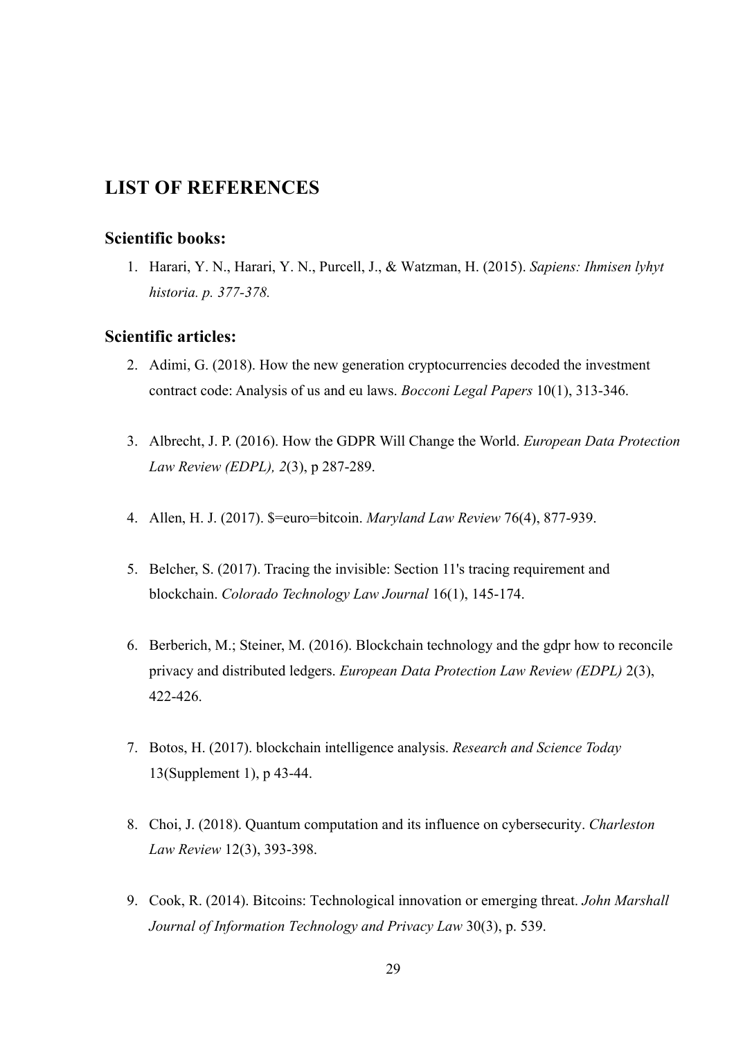## LIST OF REFERENCES

### Scientific books:

1. Harari, Y. N., Harari, Y. N., Purcell, J., & Watzman, H. (2015). *Sapiens: Ihmisen lyhyt historia. p. 377-378.*

### Scientific articles:

2. Adimi, G. (2018). How the new generation cryptocurrencies decoded the investment contract code: Analysis of us and eu laws. *Bocconi Legal Papers* 10(1), 313-346.

3. Albrecht, J. P. (2016). How the GDPR Will Change the World. *European Data Protection Law Review (EDPL), 2*(3), p 287-289.

4. Allen, H. J. (2017). $=euro=bitcoin. *Maryland Law Review* 76(4), 877-939.

5. Belcher, S. (2017). Tracing the invisible: Section 11's tracing requirement and blockchain. *Colorado Technology Law Journal* 16(1), 145-174.

6. Berberich, M.; Steiner, M. (2016). Blockchain technology and the gdpr how to reconcile privacy and distributed ledgers. *European Data Protection Law Review (EDPL)* 2(3), 422-426.

7. Botos, H. (2017). blockchain intelligence analysis. *Research and Science Today* 13(Supplement 1), p 43-44.

8. Choi, J. (2018). Quantum computation and its influence on cybersecurity. *Charleston Law Review* 12(3), 393-398.

9. Cook, R. (2014). Bitcoins: Technological innovation or emerging threat. *John Marshall Journal of Information Technology and Privacy Law* 30(3), p. 539.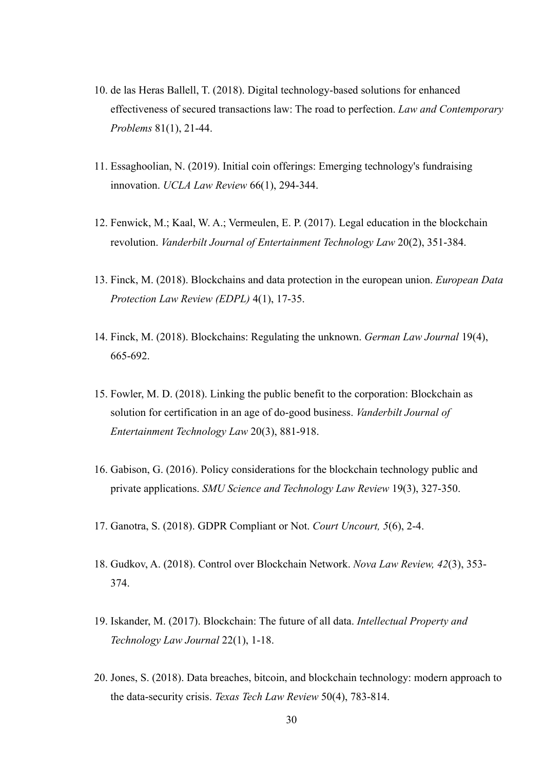10. de las Heras Ballell, T. (2018). Digital technology-based solutions for enhanced effectiveness of secured transactions law: The road to perfection. *Law and Contemporary Problems* 81(1), 21-44.

11. Essaghoolian, N. (2019). Initial coin offerings: Emerging technology's fundraising innovation. *UCLA Law Review* 66(1), 294-344.

12. Fenwick, M.; Kaal, W. A.; Vermeulen, E. P. (2017). Legal education in the blockchain revolution. *Vanderbilt Journal of Entertainment Technology Law* 20(2), 351-384.

13. Finck, M. (2018). Blockchains and data protection in the european union. *European Data Protection Law Review (EDPL)* 4(1), 17-35.

14. Finck, M. (2018). Blockchains: Regulating the unknown. *German Law Journal* 19(4), 665-692.

15. Fowler, M. D. (2018). Linking the public benefit to the corporation: Blockchain as solution for certification in an age of do-good business. *Vanderbilt Journal of Entertainment Technology Law* 20(3), 881-918.

16. Gabison, G. (2016). Policy considerations for the blockchain technology public and private applications. *SMU Science and Technology Law Review* 19(3), 327-350.

17. Ganotra, S. (2018). GDPR Compliant or Not. *Court Uncourt, 5*(6), 2-4.

18. Gudkov, A. (2018). Control over Blockchain Network. *Nova Law Review, 42*(3), 353-374.

19. Iskander, M. (2017). Blockchain: The future of all data. *Intellectual Property and Technology Law Journal* 22(1), 1-18.

20. Jones, S. (2018). Data breaches, bitcoin, and blockchain technology: modern approach to the data-security crisis. *Texas Tech Law Review* 50(4), 783-814.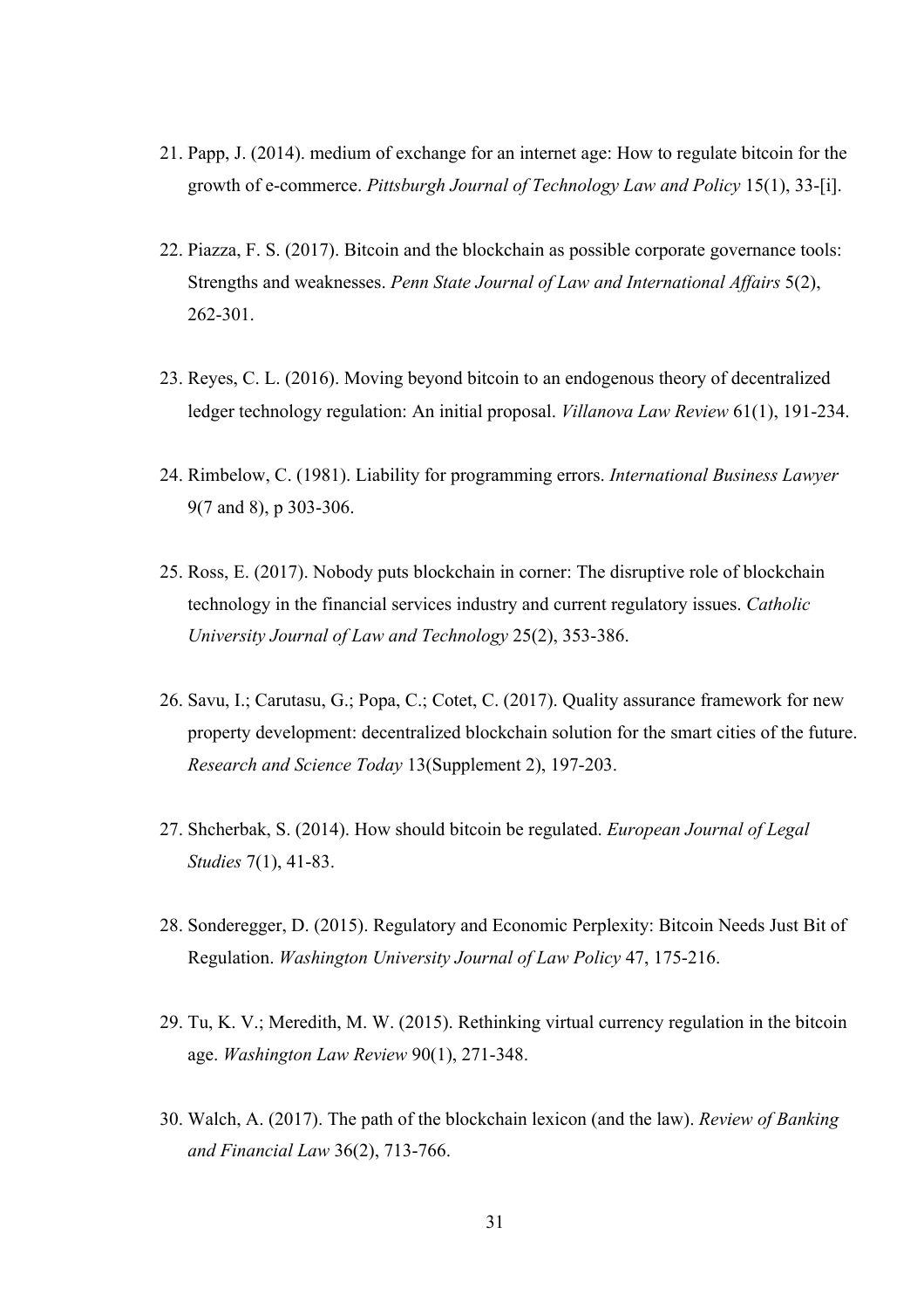21. Papp, J. (2014). medium of exchange for an internet age: How to regulate bitcoin for the growth of e-commerce. *Pittsburgh Journal of Technology Law and Policy* 15(1), 33-[i].

22. Piazza, F. S. (2017). Bitcoin and the blockchain as possible corporate governance tools: Strengths and weaknesses. *Penn State Journal of Law and International Affairs* 5(2), 262-301.

23. Reyes, C. L. (2016). Moving beyond bitcoin to an endogenous theory of decentralized ledger technology regulation: An initial proposal. *Villanova Law Review* 61(1), 191-234.

24. Rimbelow, C. (1981). Liability for programming errors. *International Business Lawyer* 9(7 and 8), p 303-306.

25. Ross, E. (2017). Nobody puts blockchain in corner: The disruptive role of blockchain technology in the financial services industry and current regulatory issues. *Catholic University Journal of Law and Technology* 25(2), 353-386.

26. Savu, I.; Carutasu, G.; Popa, C.; Cotet, C. (2017). Quality assurance framework for new property development: decentralized blockchain solution for the smart cities of the future. *Research and Science Today* 13(Supplement 2), 197-203.

27. Shcherbak, S. (2014). How should bitcoin be regulated. *European Journal of Legal Studies* 7(1), 41-83.

28. Sonderegger, D. (2015). Regulatory and Economic Perplexity: Bitcoin Needs Just Bit of Regulation. *Washington University Journal of Law Policy* 47, 175-216.

29. Tu, K. V.; Meredith, M. W. (2015). Rethinking virtual currency regulation in the bitcoin age. *Washington Law Review* 90(1), 271-348.

30. Walch, A. (2017). The path of the blockchain lexicon (and the law). *Review of Banking and Financial Law* 36(2), 713-766.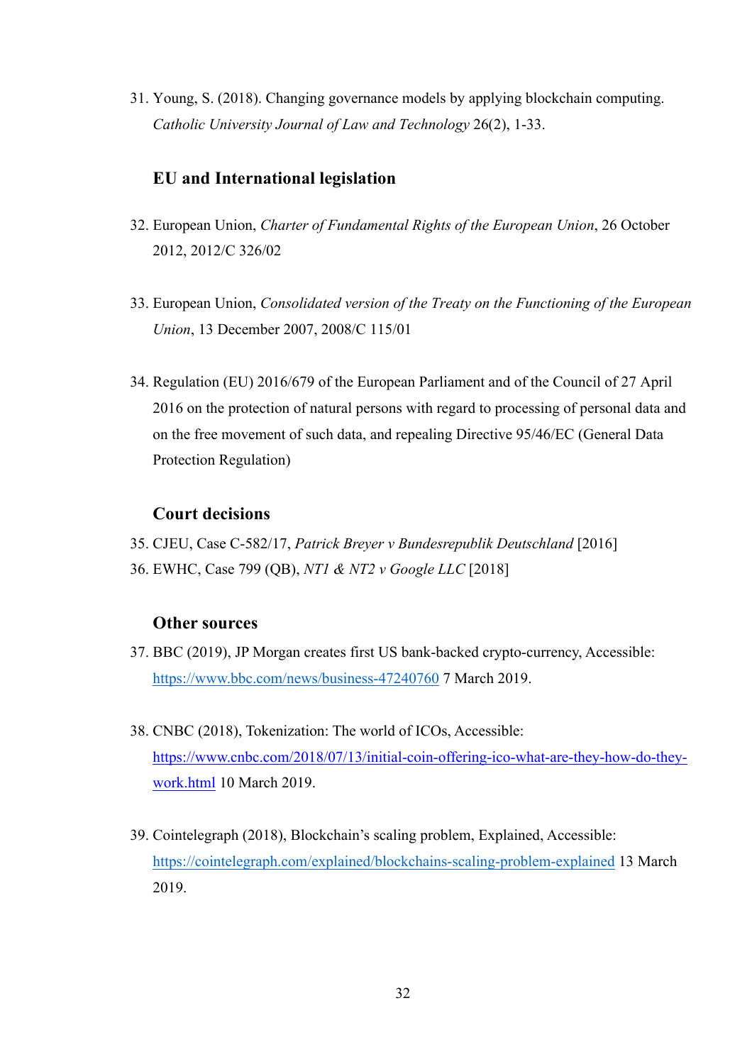31. Young, S. (2018). Changing governance models by applying blockchain computing. *Catholic University Journal of Law and Technology* 26(2), 1-33.

### EU and International legislation

32. European Union, *Charter of Fundamental Rights of the European Union*, 26 October 2012, 2012/C 326/02

33. European Union, *Consolidated version of the Treaty on the Functioning of the European Union*, 13 December 2007, 2008/C 115/01

34. Regulation (EU) 2016/679 of the European Parliament and of the Council of 27 April 2016 on the protection of natural persons with regard to processing of personal data and on the free movement of such data, and repealing Directive 95/46/EC (General Data Protection Regulation)

### Court decisions

35. CJEU, Case C-582/17, *Patrick Breyer v Bundesrepublik Deutschland* [2016]
36. EWHC, Case 799 (QB), *NT1 & NT2 v Google LLC* [2018]

### Other sources

37. BBC (2019), JP Morgan creates first US bank-backed crypto-currency, Accessible: https://www.bbc.com/news/business-47240760 7 March 2019.

38. CNBC (2018), Tokenization: The world of ICOs, Accessible: https://www.cnbc.com/2018/07/13/initial-coin-offering-ico-what-are-they-how-do-they-work.html 10 March 2019.

39. Cointelegraph (2018), Blockchain's scaling problem, Explained, Accessible: https://cointelegraph.com/explained/blockchains-scaling-problem-explained 13 March 2019.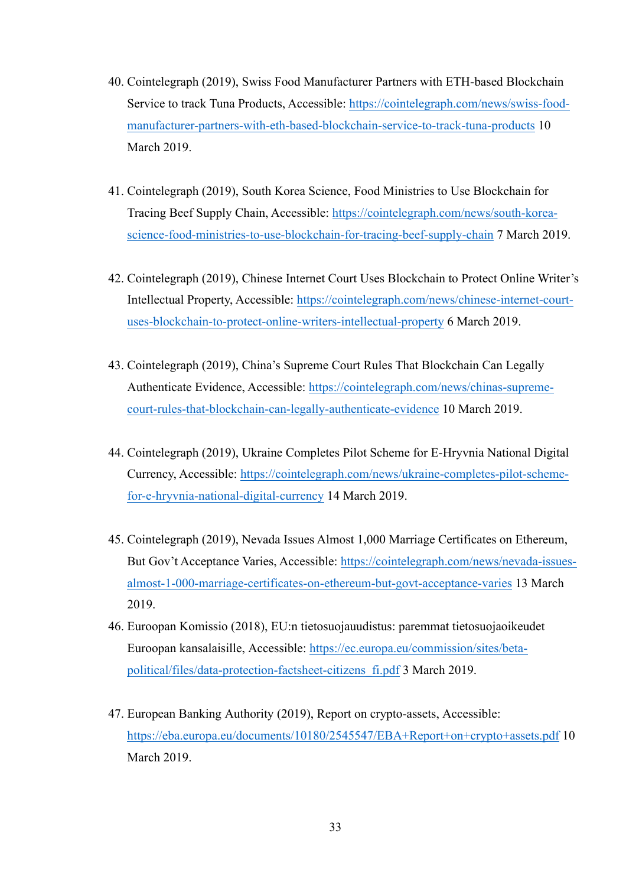40. Cointelegraph (2019), Swiss Food Manufacturer Partners with ETH-based Blockchain Service to track Tuna Products, Accessible: https://cointelegraph.com/news/swiss-food-manufacturer-partners-with-eth-based-blockchain-service-to-track-tuna-products 10 March 2019.

41. Cointelegraph (2019), South Korea Science, Food Ministries to Use Blockchain for Tracing Beef Supply Chain, Accessible: https://cointelegraph.com/news/south-korea-science-food-ministries-to-use-blockchain-for-tracing-beef-supply-chain 7 March 2019.

42. Cointelegraph (2019), Chinese Internet Court Uses Blockchain to Protect Online Writer's Intellectual Property, Accessible: https://cointelegraph.com/news/chinese-internet-court-uses-blockchain-to-protect-online-writers-intellectual-property 6 March 2019.

43. Cointelegraph (2019), China's Supreme Court Rules That Blockchain Can Legally Authenticate Evidence, Accessible: https://cointelegraph.com/news/chinas-supreme-court-rules-that-blockchain-can-legally-authenticate-evidence 10 March 2019.

44. Cointelegraph (2019), Ukraine Completes Pilot Scheme for E-Hryvnia National Digital Currency, Accessible: https://cointelegraph.com/news/ukraine-completes-pilot-scheme-for-e-hryvnia-national-digital-currency 14 March 2019.

45. Cointelegraph (2019), Nevada Issues Almost 1,000 Marriage Certificates on Ethereum, But Gov't Acceptance Varies, Accessible: https://cointelegraph.com/news/nevada-issues-almost-1-000-marriage-certificates-on-ethereum-but-govt-acceptance-varies 13 March 2019.

46. Euroopan Komissio (2018), EU:n tietosuojauudistus: paremmat tietosuojaoikeudet Euroopan kansalaisille, Accessible: https://ec.europa.eu/commission/sites/beta-political/files/data-protection-factsheet-citizens_fi.pdf 3 March 2019.

47. European Banking Authority (2019), Report on crypto-assets, Accessible: https://eba.europa.eu/documents/10180/2545547/EBA+Report+on+crypto+assets.pdf 10 March 2019.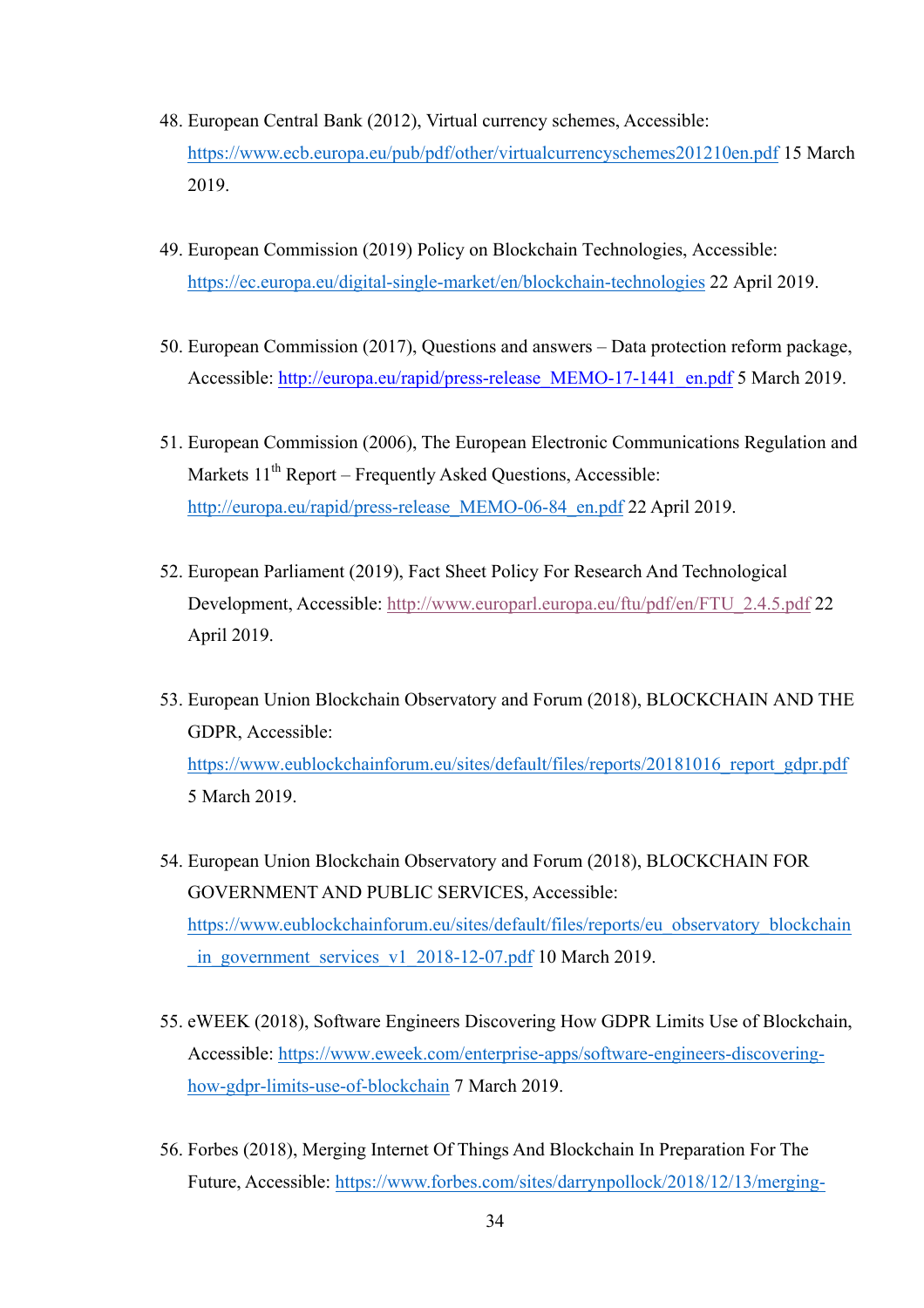48. European Central Bank (2012), Virtual currency schemes, Accessible: https://www.ecb.europa.eu/pub/pdf/other/virtualcurrencyschemes201210en.pdf 15 March 2019.

49. European Commission (2019) Policy on Blockchain Technologies, Accessible: https://ec.europa.eu/digital-single-market/en/blockchain-technologies 22 April 2019.

50. European Commission (2017), Questions and answers – Data protection reform package, Accessible: http://europa.eu/rapid/press-release_MEMO-17-1441_en.pdf 5 March 2019.

51. European Commission (2006), The European Electronic Communications Regulation and Markets 11th Report – Frequently Asked Questions, Accessible: http://europa.eu/rapid/press-release_MEMO-06-84_en.pdf 22 April 2019.

52. European Parliament (2019), Fact Sheet Policy For Research And Technological Development, Accessible: http://www.europarl.europa.eu/ftu/pdf/en/FTU_2.4.5.pdf 22 April 2019.

53. European Union Blockchain Observatory and Forum (2018), BLOCKCHAIN AND THE GDPR, Accessible: https://www.eublockchainforum.eu/sites/default/files/reports/20181016_report_gdpr.pdf 5 March 2019.

54. European Union Blockchain Observatory and Forum (2018), BLOCKCHAIN FOR GOVERNMENT AND PUBLIC SERVICES, Accessible: https://www.eublockchainforum.eu/sites/default/files/reports/eu_observatory_blockchain_in_government_services_v1_2018-12-07.pdf 10 March 2019.

55. eWEEK (2018), Software Engineers Discovering How GDPR Limits Use of Blockchain, Accessible: https://www.eweek.com/enterprise-apps/software-engineers-discovering-how-gdpr-limits-use-of-blockchain 7 March 2019.

56. Forbes (2018), Merging Internet Of Things And Blockchain In Preparation For The Future, Accessible: https://www.forbes.com/sites/darrynpollock/2018/12/13/merging-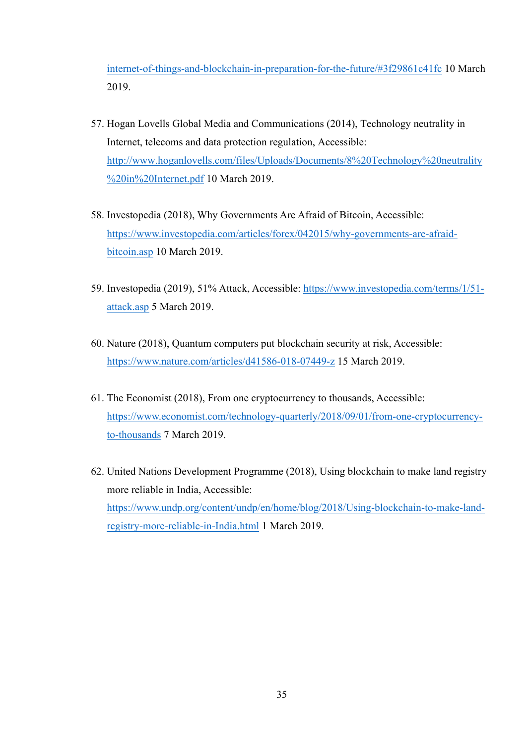internet-of-things-and-blockchain-in-preparation-for-the-future/#3f29861c41fc 10 March 2019.

57. Hogan Lovells Global Media and Communications (2014), Technology neutrality in Internet, telecoms and data protection regulation, Accessible: http://www.hoganlovells.com/files/Uploads/Documents/8%20Technology%20neutrality%20in%20Internet.pdf 10 March 2019.

58. Investopedia (2018), Why Governments Are Afraid of Bitcoin, Accessible: https://www.investopedia.com/articles/forex/042015/why-governments-are-afraid-bitcoin.asp 10 March 2019.

59. Investopedia (2019), 51% Attack, Accessible: https://www.investopedia.com/terms/1/51-attack.asp 5 March 2019.

60. Nature (2018), Quantum computers put blockchain security at risk, Accessible: https://www.nature.com/articles/d41586-018-07449-z 15 March 2019.

61. The Economist (2018), From one cryptocurrency to thousands, Accessible: https://www.economist.com/technology-quarterly/2018/09/01/from-one-cryptocurrency-to-thousands 7 March 2019.

62. United Nations Development Programme (2018), Using blockchain to make land registry more reliable in India, Accessible: https://www.undp.org/content/undp/en/home/blog/2018/Using-blockchain-to-make-land-registry-more-reliable-in-India.html 1 March 2019.